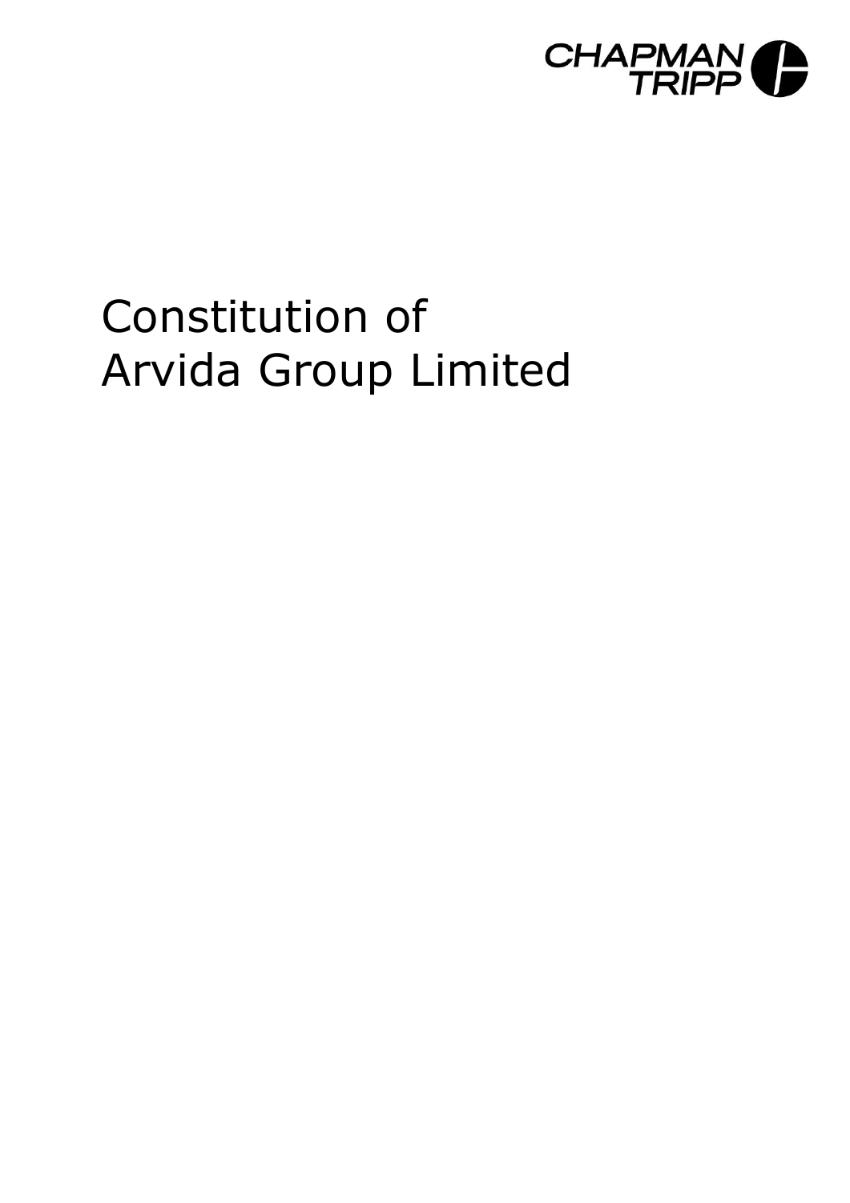CHAPMAN TRIPP

# Constitution of Arvida Group Limited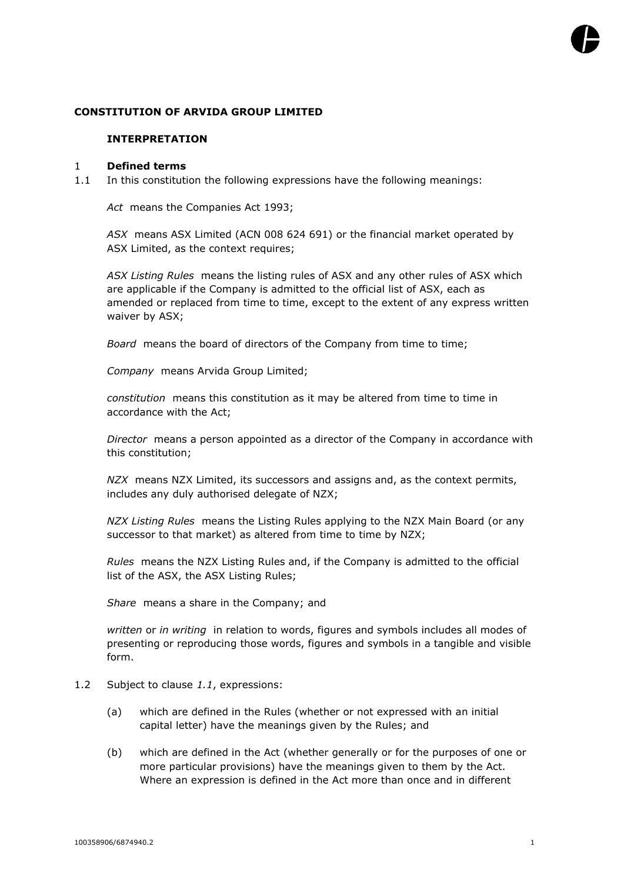**CONSTITUTION OF ARVIDA GROUP LIMITED**

**INTERPRETATION**

1 **Defined terms**

1.1 In this constitution the following expressions have the following meanings:

*Act* means the Companies Act 1993;

*ASX* means ASX Limited (ACN 008 624 691) or the financial market operated by ASX Limited, as the context requires;

*ASX Listing Rules* means the listing rules of ASX and any other rules of ASX which are applicable if the Company is admitted to the official list of ASX, each as amended or replaced from time to time, except to the extent of any express written waiver by ASX;

*Board* means the board of directors of the Company from time to time;

*Company* means Arvida Group Limited;

*constitution* means this constitution as it may be altered from time to time in accordance with the Act;

*Director* means a person appointed as a director of the Company in accordance with this constitution;

*NZX* means NZX Limited, its successors and assigns and, as the context permits, includes any duly authorised delegate of NZX;

*NZX Listing Rules* means the Listing Rules applying to the NZX Main Board (or any successor to that market) as altered from time to time by NZX;

*Rules* means the NZX Listing Rules and, if the Company is admitted to the official list of the ASX, the ASX Listing Rules;

*Share* means a share in the Company; and

*written* or *in writing* in relation to words, figures and symbols includes all modes of presenting or reproducing those words, figures and symbols in a tangible and visible form.

1.2 Subject to clause *1.1*, expressions:

(a) which are defined in the Rules (whether or not expressed with an initial capital letter) have the meanings given by the Rules; and

(b) which are defined in the Act (whether generally or for the purposes of one or more particular provisions) have the meanings given to them by the Act. Where an expression is defined in the Act more than once and in different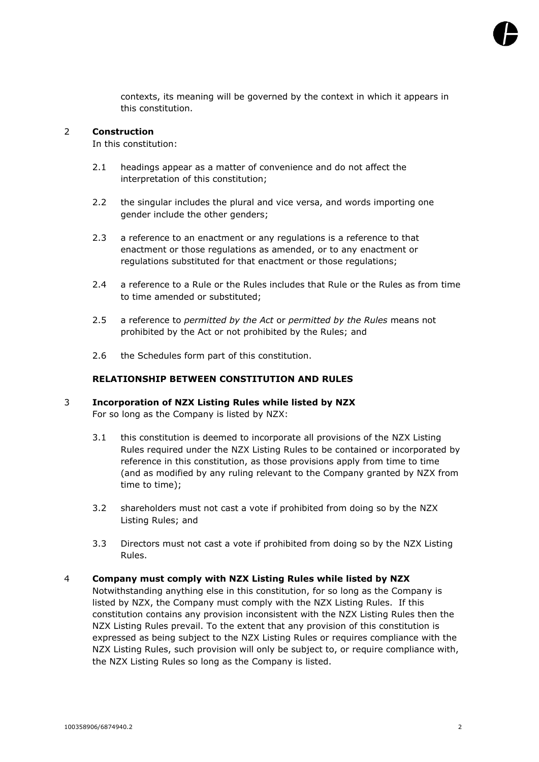contexts, its meaning will be governed by the context in which it appears in this constitution.

## 2 Construction

In this constitution:

2.1 headings appear as a matter of convenience and do not affect the interpretation of this constitution;

2.2 the singular includes the plural and vice versa, and words importing one gender include the other genders;

2.3 a reference to an enactment or any regulations is a reference to that enactment or those regulations as amended, or to any enactment or regulations substituted for that enactment or those regulations;

2.4 a reference to a Rule or the Rules includes that Rule or the Rules as from time to time amended or substituted;

2.5 a reference to *permitted by the Act* or *permitted by the Rules* means not prohibited by the Act or not prohibited by the Rules; and

2.6 the Schedules form part of this constitution.

## RELATIONSHIP BETWEEN CONSTITUTION AND RULES

## 3 Incorporation of NZX Listing Rules while listed by NZX

For so long as the Company is listed by NZX:

3.1 this constitution is deemed to incorporate all provisions of the NZX Listing Rules required under the NZX Listing Rules to be contained or incorporated by reference in this constitution, as those provisions apply from time to time (and as modified by any ruling relevant to the Company granted by NZX from time to time);

3.2 shareholders must not cast a vote if prohibited from doing so by the NZX Listing Rules; and

3.3 Directors must not cast a vote if prohibited from doing so by the NZX Listing Rules.

## 4 Company must comply with NZX Listing Rules while listed by NZX

Notwithstanding anything else in this constitution, for so long as the Company is listed by NZX, the Company must comply with the NZX Listing Rules. If this constitution contains any provision inconsistent with the NZX Listing Rules then the NZX Listing Rules prevail. To the extent that any provision of this constitution is expressed as being subject to the NZX Listing Rules or requires compliance with the NZX Listing Rules, such provision will only be subject to, or require compliance with, the NZX Listing Rules so long as the Company is listed.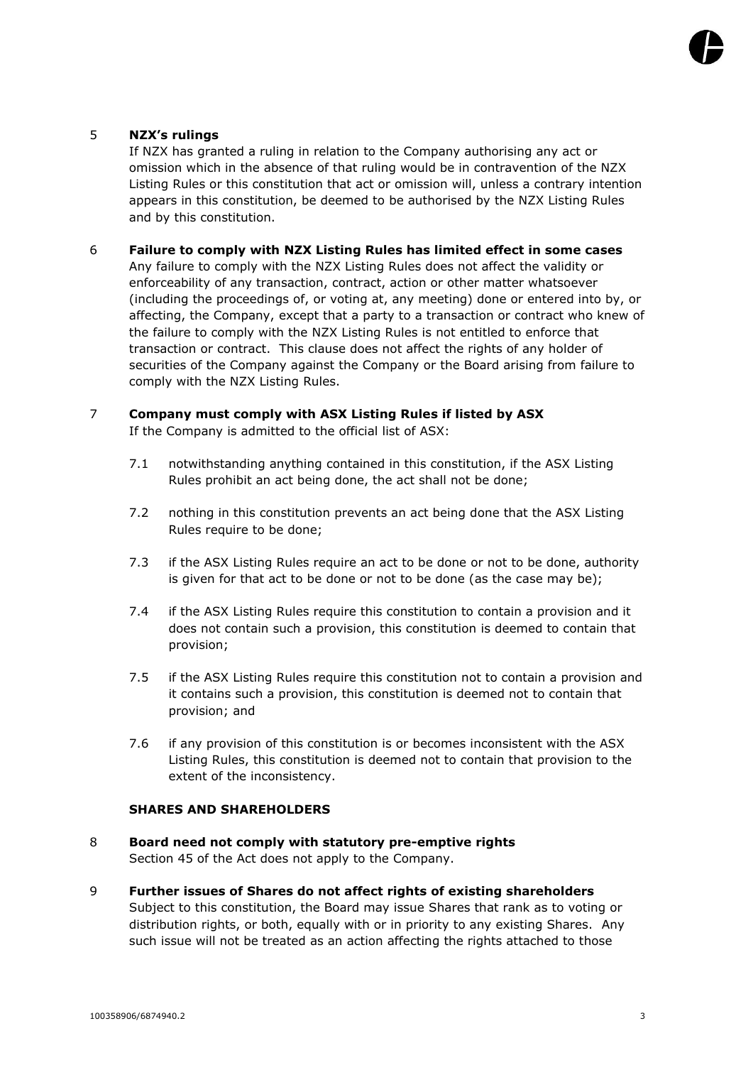## 5 NZX's rulings

If NZX has granted a ruling in relation to the Company authorising any act or omission which in the absence of that ruling would be in contravention of the NZX Listing Rules or this constitution that act or omission will, unless a contrary intention appears in this constitution, be deemed to be authorised by the NZX Listing Rules and by this constitution.

## 6 Failure to comply with NZX Listing Rules has limited effect in some cases

Any failure to comply with the NZX Listing Rules does not affect the validity or enforceability of any transaction, contract, action or other matter whatsoever (including the proceedings of, or voting at, any meeting) done or entered into by, or affecting, the Company, except that a party to a transaction or contract who knew of the failure to comply with the NZX Listing Rules is not entitled to enforce that transaction or contract. This clause does not affect the rights of any holder of securities of the Company against the Company or the Board arising from failure to comply with the NZX Listing Rules.

## 7 Company must comply with ASX Listing Rules if listed by ASX

If the Company is admitted to the official list of ASX:

7.1 notwithstanding anything contained in this constitution, if the ASX Listing Rules prohibit an act being done, the act shall not be done;

7.2 nothing in this constitution prevents an act being done that the ASX Listing Rules require to be done;

7.3 if the ASX Listing Rules require an act to be done or not to be done, authority is given for that act to be done or not to be done (as the case may be);

7.4 if the ASX Listing Rules require this constitution to contain a provision and it does not contain such a provision, this constitution is deemed to contain that provision;

7.5 if the ASX Listing Rules require this constitution not to contain a provision and it contains such a provision, this constitution is deemed not to contain that provision; and

7.6 if any provision of this constitution is or becomes inconsistent with the ASX Listing Rules, this constitution is deemed not to contain that provision to the extent of the inconsistency.

# SHARES AND SHAREHOLDERS

## 8 Board need not comply with statutory pre-emptive rights

Section 45 of the Act does not apply to the Company.

## 9 Further issues of Shares do not affect rights of existing shareholders

Subject to this constitution, the Board may issue Shares that rank as to voting or distribution rights, or both, equally with or in priority to any existing Shares. Any such issue will not be treated as an action affecting the rights attached to those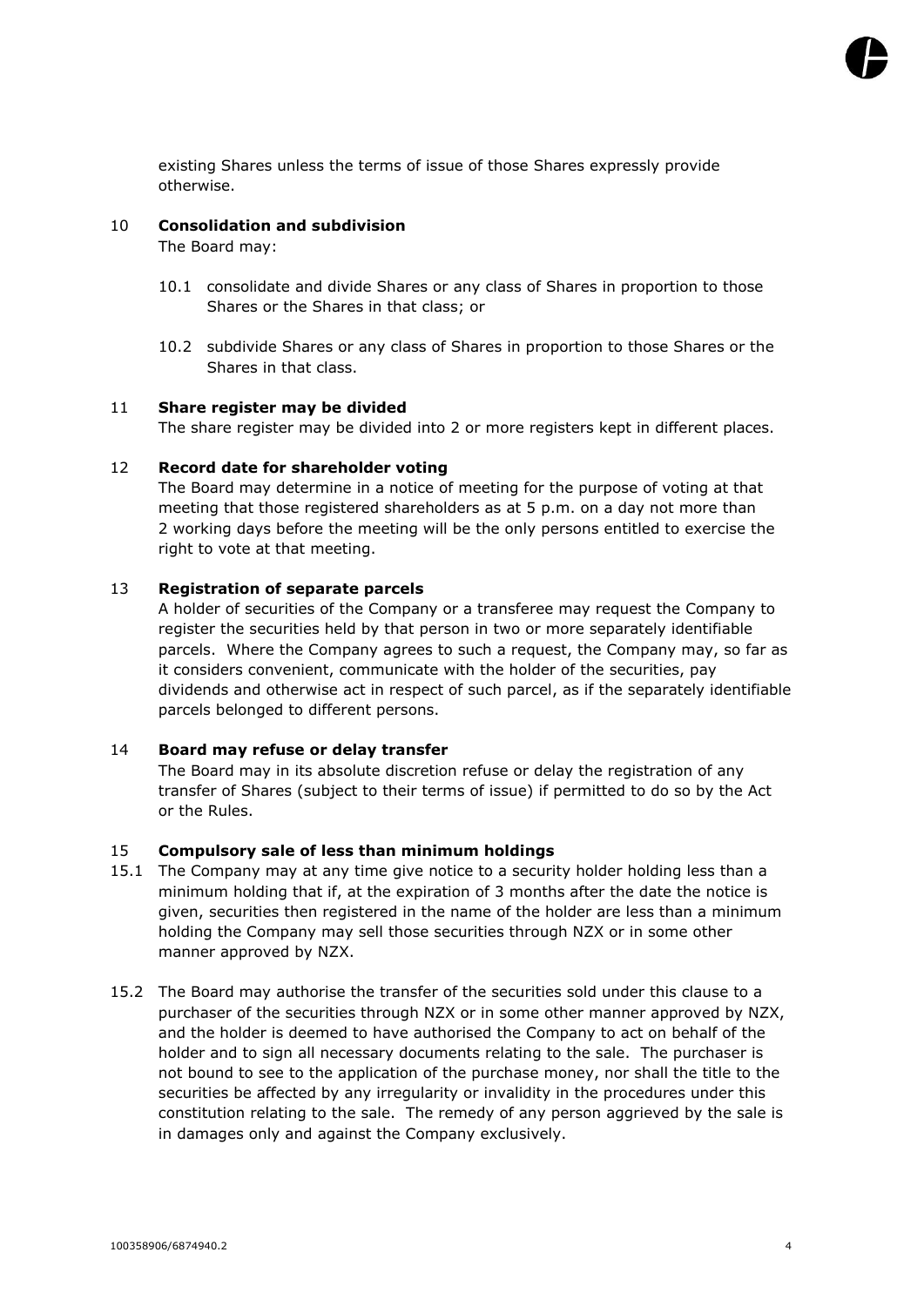existing Shares unless the terms of issue of those Shares expressly provide otherwise.

## 10 Consolidation and subdivision

The Board may:

10.1 consolidate and divide Shares or any class of Shares in proportion to those Shares or the Shares in that class; or

10.2 subdivide Shares or any class of Shares in proportion to those Shares or the Shares in that class.

## 11 Share register may be divided

The share register may be divided into 2 or more registers kept in different places.

## 12 Record date for shareholder voting

The Board may determine in a notice of meeting for the purpose of voting at that meeting that those registered shareholders as at 5 p.m. on a day not more than 2 working days before the meeting will be the only persons entitled to exercise the right to vote at that meeting.

## 13 Registration of separate parcels

A holder of securities of the Company or a transferee may request the Company to register the securities held by that person in two or more separately identifiable parcels. Where the Company agrees to such a request, the Company may, so far as it considers convenient, communicate with the holder of the securities, pay dividends and otherwise act in respect of such parcel, as if the separately identifiable parcels belonged to different persons.

## 14 Board may refuse or delay transfer

The Board may in its absolute discretion refuse or delay the registration of any transfer of Shares (subject to their terms of issue) if permitted to do so by the Act or the Rules.

## 15 Compulsory sale of less than minimum holdings

15.1 The Company may at any time give notice to a security holder holding less than a minimum holding that if, at the expiration of 3 months after the date the notice is given, securities then registered in the name of the holder are less than a minimum holding the Company may sell those securities through NZX or in some other manner approved by NZX.

15.2 The Board may authorise the transfer of the securities sold under this clause to a purchaser of the securities through NZX or in some other manner approved by NZX, and the holder is deemed to have authorised the Company to act on behalf of the holder and to sign all necessary documents relating to the sale. The purchaser is not bound to see to the application of the purchase money, nor shall the title to the securities be affected by any irregularity or invalidity in the procedures under this constitution relating to the sale. The remedy of any person aggrieved by the sale is in damages only and against the Company exclusively.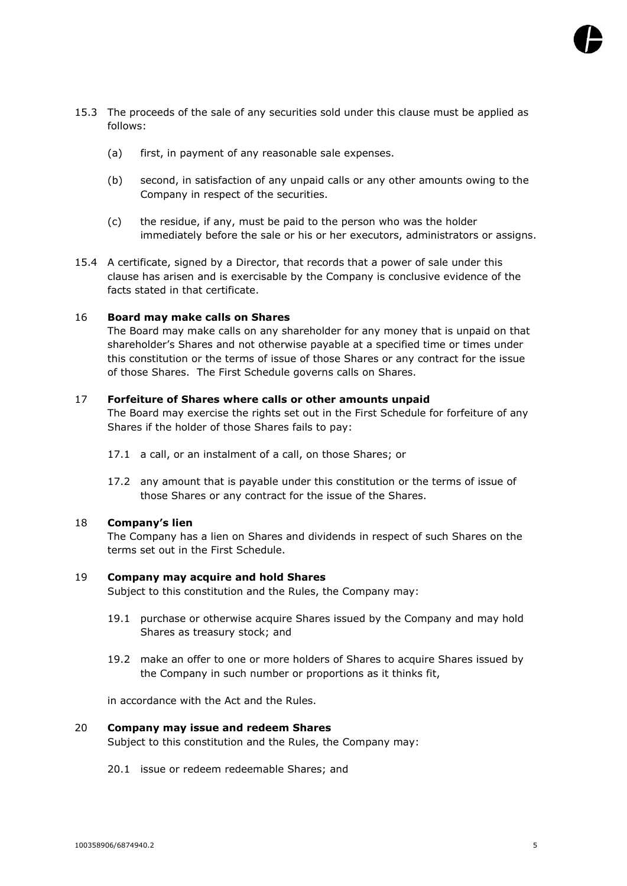15.3 The proceeds of the sale of any securities sold under this clause must be applied as follows:

   (a) first, in payment of any reasonable sale expenses.

   (b) second, in satisfaction of any unpaid calls or any other amounts owing to the Company in respect of the securities.

   (c) the residue, if any, must be paid to the person who was the holder immediately before the sale or his or her executors, administrators or assigns.

15.4 A certificate, signed by a Director, that records that a power of sale under this clause has arisen and is exercisable by the Company is conclusive evidence of the facts stated in that certificate.

16 **Board may make calls on Shares**

The Board may make calls on any shareholder for any money that is unpaid on that shareholder's Shares and not otherwise payable at a specified time or times under this constitution or the terms of issue of those Shares or any contract for the issue of those Shares. The First Schedule governs calls on Shares.

17 **Forfeiture of Shares where calls or other amounts unpaid**

The Board may exercise the rights set out in the First Schedule for forfeiture of any Shares if the holder of those Shares fails to pay:

17.1 a call, or an instalment of a call, on those Shares; or

17.2 any amount that is payable under this constitution or the terms of issue of those Shares or any contract for the issue of the Shares.

18 **Company's lien**

The Company has a lien on Shares and dividends in respect of such Shares on the terms set out in the First Schedule.

19 **Company may acquire and hold Shares**

Subject to this constitution and the Rules, the Company may:

19.1 purchase or otherwise acquire Shares issued by the Company and may hold Shares as treasury stock; and

19.2 make an offer to one or more holders of Shares to acquire Shares issued by the Company in such number or proportions as it thinks fit,

in accordance with the Act and the Rules.

20 **Company may issue and redeem Shares**

Subject to this constitution and the Rules, the Company may:

20.1 issue or redeem redeemable Shares; and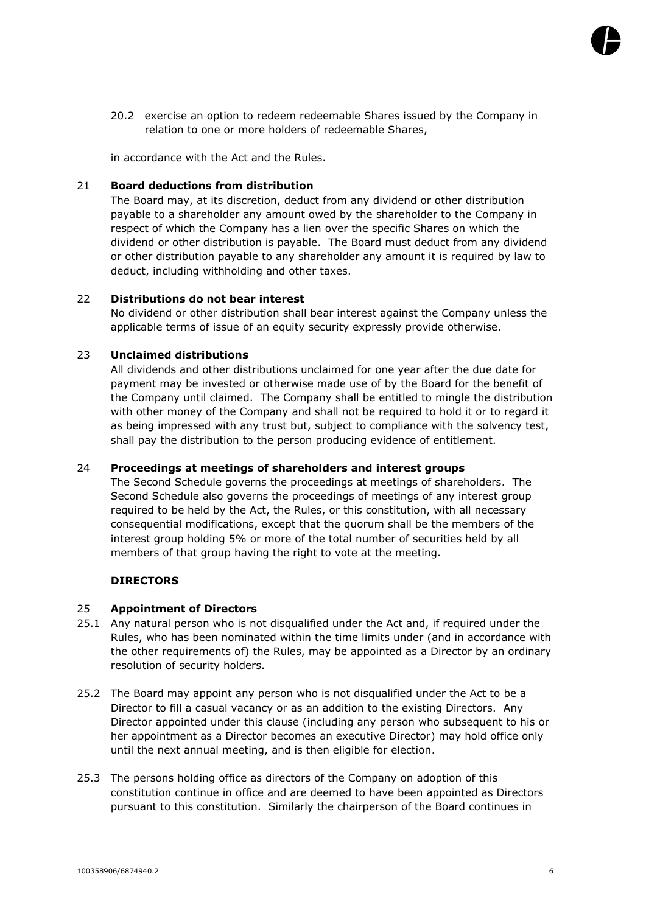20.2 exercise an option to redeem redeemable Shares issued by the Company in relation to one or more holders of redeemable Shares,

in accordance with the Act and the Rules.

## 21 Board deductions from distribution

The Board may, at its discretion, deduct from any dividend or other distribution payable to a shareholder any amount owed by the shareholder to the Company in respect of which the Company has a lien over the specific Shares on which the dividend or other distribution is payable. The Board must deduct from any dividend or other distribution payable to any shareholder any amount it is required by law to deduct, including withholding and other taxes.

## 22 Distributions do not bear interest

No dividend or other distribution shall bear interest against the Company unless the applicable terms of issue of an equity security expressly provide otherwise.

## 23 Unclaimed distributions

All dividends and other distributions unclaimed for one year after the due date for payment may be invested or otherwise made use of by the Board for the benefit of the Company until claimed. The Company shall be entitled to mingle the distribution with other money of the Company and shall not be required to hold it or to regard it as being impressed with any trust but, subject to compliance with the solvency test, shall pay the distribution to the person producing evidence of entitlement.

## 24 Proceedings at meetings of shareholders and interest groups

The Second Schedule governs the proceedings at meetings of shareholders. The Second Schedule also governs the proceedings of meetings of any interest group required to be held by the Act, the Rules, or this constitution, with all necessary consequential modifications, except that the quorum shall be the members of the interest group holding 5% or more of the total number of securities held by all members of that group having the right to vote at the meeting.

# DIRECTORS

## 25 Appointment of Directors

25.1 Any natural person who is not disqualified under the Act and, if required under the Rules, who has been nominated within the time limits under (and in accordance with the other requirements of) the Rules, may be appointed as a Director by an ordinary resolution of security holders.

25.2 The Board may appoint any person who is not disqualified under the Act to be a Director to fill a casual vacancy or as an addition to the existing Directors. Any Director appointed under this clause (including any person who subsequent to his or her appointment as a Director becomes an executive Director) may hold office only until the next annual meeting, and is then eligible for election.

25.3 The persons holding office as directors of the Company on adoption of this constitution continue in office and are deemed to have been appointed as Directors pursuant to this constitution. Similarly the chairperson of the Board continues in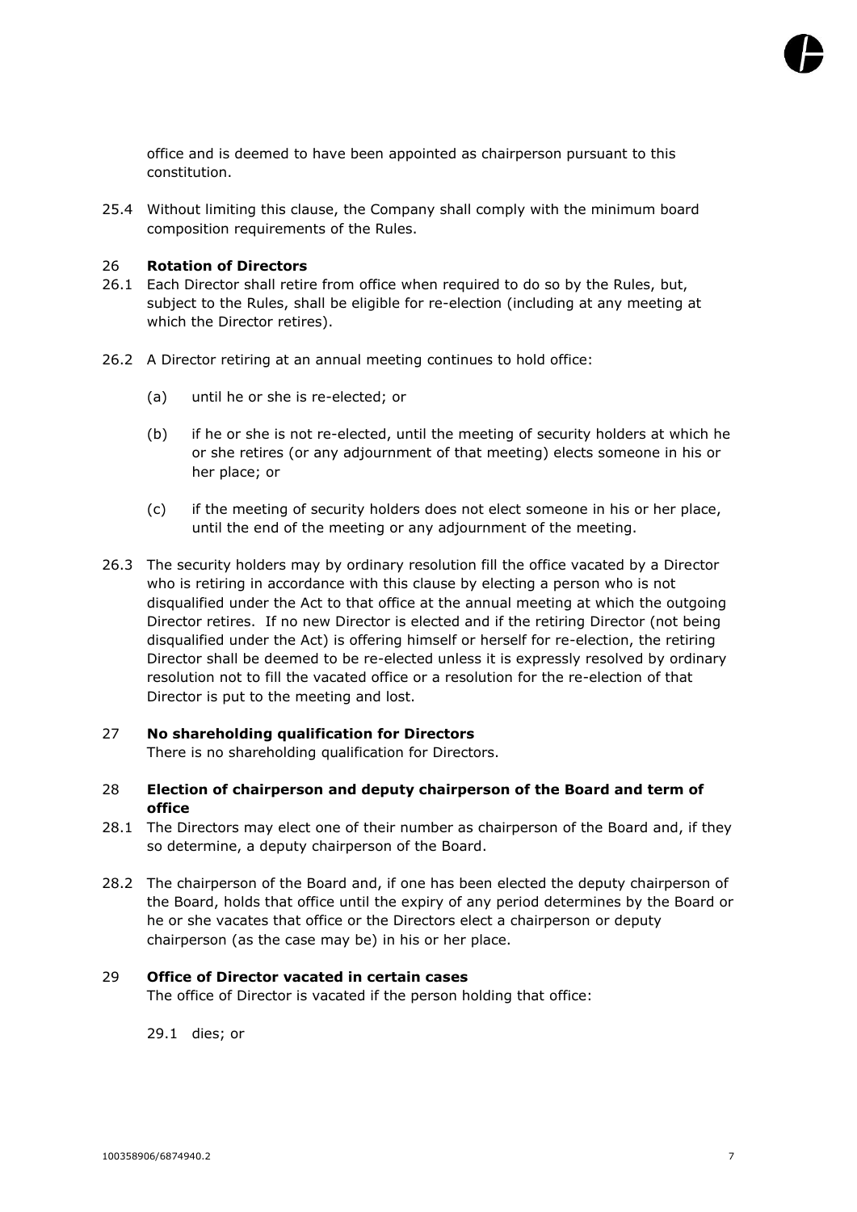office and is deemed to have been appointed as chairperson pursuant to this constitution.

25.4 Without limiting this clause, the Company shall comply with the minimum board composition requirements of the Rules.

### 26 Rotation of Directors

26.1 Each Director shall retire from office when required to do so by the Rules, but, subject to the Rules, shall be eligible for re-election (including at any meeting at which the Director retires).

26.2 A Director retiring at an annual meeting continues to hold office:

(a) until he or she is re-elected; or

(b) if he or she is not re-elected, until the meeting of security holders at which he or she retires (or any adjournment of that meeting) elects someone in his or her place; or

(c) if the meeting of security holders does not elect someone in his or her place, until the end of the meeting or any adjournment of the meeting.

26.3 The security holders may by ordinary resolution fill the office vacated by a Director who is retiring in accordance with this clause by electing a person who is not disqualified under the Act to that office at the annual meeting at which the outgoing Director retires. If no new Director is elected and if the retiring Director (not being disqualified under the Act) is offering himself or herself for re-election, the retiring Director shall be deemed to be re-elected unless it is expressly resolved by ordinary resolution not to fill the vacated office or a resolution for the re-election of that Director is put to the meeting and lost.

### 27 No shareholding qualification for Directors

There is no shareholding qualification for Directors.

### 28 Election of chairperson and deputy chairperson of the Board and term of office

28.1 The Directors may elect one of their number as chairperson of the Board and, if they so determine, a deputy chairperson of the Board.

28.2 The chairperson of the Board and, if one has been elected the deputy chairperson of the Board, holds that office until the expiry of any period determines by the Board or he or she vacates that office or the Directors elect a chairperson or deputy chairperson (as the case may be) in his or her place.

### 29 Office of Director vacated in certain cases

The office of Director is vacated if the person holding that office:

29.1 dies; or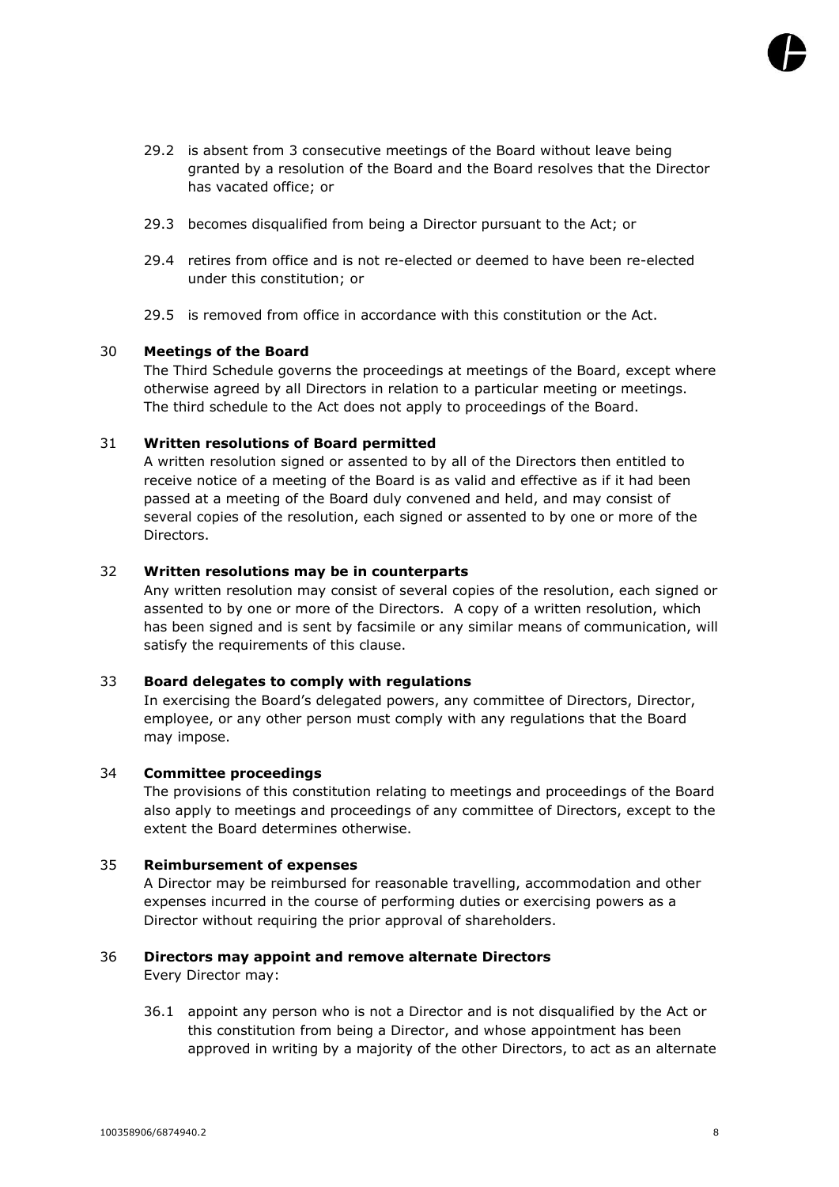29.2 is absent from 3 consecutive meetings of the Board without leave being granted by a resolution of the Board and the Board resolves that the Director has vacated office; or

29.3 becomes disqualified from being a Director pursuant to the Act; or

29.4 retires from office and is not re-elected or deemed to have been re-elected under this constitution; or

29.5 is removed from office in accordance with this constitution or the Act.

## 30 Meetings of the Board

The Third Schedule governs the proceedings at meetings of the Board, except where otherwise agreed by all Directors in relation to a particular meeting or meetings. The third schedule to the Act does not apply to proceedings of the Board.

## 31 Written resolutions of Board permitted

A written resolution signed or assented to by all of the Directors then entitled to receive notice of a meeting of the Board is as valid and effective as if it had been passed at a meeting of the Board duly convened and held, and may consist of several copies of the resolution, each signed or assented to by one or more of the Directors.

## 32 Written resolutions may be in counterparts

Any written resolution may consist of several copies of the resolution, each signed or assented to by one or more of the Directors. A copy of a written resolution, which has been signed and is sent by facsimile or any similar means of communication, will satisfy the requirements of this clause.

## 33 Board delegates to comply with regulations

In exercising the Board's delegated powers, any committee of Directors, Director, employee, or any other person must comply with any regulations that the Board may impose.

## 34 Committee proceedings

The provisions of this constitution relating to meetings and proceedings of the Board also apply to meetings and proceedings of any committee of Directors, except to the extent the Board determines otherwise.

## 35 Reimbursement of expenses

A Director may be reimbursed for reasonable travelling, accommodation and other expenses incurred in the course of performing duties or exercising powers as a Director without requiring the prior approval of shareholders.

## 36 Directors may appoint and remove alternate Directors

Every Director may:

36.1 appoint any person who is not a Director and is not disqualified by the Act or this constitution from being a Director, and whose appointment has been approved in writing by a majority of the other Directors, to act as an alternate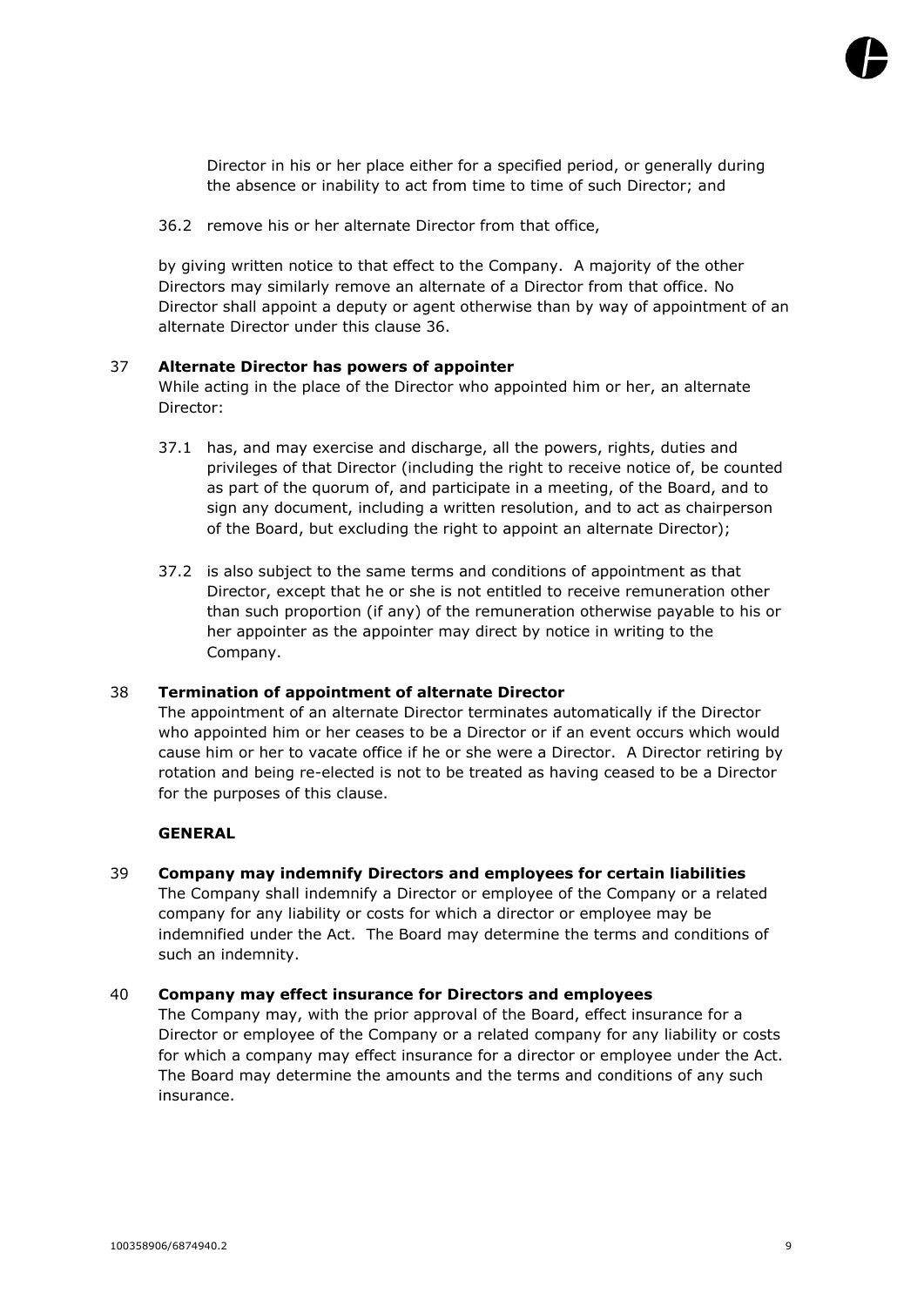Director in his or her place either for a specified period, or generally during the absence or inability to act from time to time of such Director; and

36.2 remove his or her alternate Director from that office,

by giving written notice to that effect to the Company. A majority of the other Directors may similarly remove an alternate of a Director from that office. No Director shall appoint a deputy or agent otherwise than by way of appointment of an alternate Director under this clause 36.

**37 Alternate Director has powers of appointer**

While acting in the place of the Director who appointed him or her, an alternate Director:

37.1 has, and may exercise and discharge, all the powers, rights, duties and privileges of that Director (including the right to receive notice of, be counted as part of the quorum of, and participate in a meeting, of the Board, and to sign any document, including a written resolution, and to act as chairperson of the Board, but excluding the right to appoint an alternate Director);

37.2 is also subject to the same terms and conditions of appointment as that Director, except that he or she is not entitled to receive remuneration other than such proportion (if any) of the remuneration otherwise payable to his or her appointer as the appointer may direct by notice in writing to the Company.

**38 Termination of appointment of alternate Director**

The appointment of an alternate Director terminates automatically if the Director who appointed him or her ceases to be a Director or if an event occurs which would cause him or her to vacate office if he or she were a Director. A Director retiring by rotation and being re-elected is not to be treated as having ceased to be a Director for the purposes of this clause.

**GENERAL**

**39 Company may indemnify Directors and employees for certain liabilities**

The Company shall indemnify a Director or employee of the Company or a related company for any liability or costs for which a director or employee may be indemnified under the Act. The Board may determine the terms and conditions of such an indemnity.

**40 Company may effect insurance for Directors and employees**

The Company may, with the prior approval of the Board, effect insurance for a Director or employee of the Company or a related company for any liability or costs for which a company may effect insurance for a director or employee under the Act. The Board may determine the amounts and the terms and conditions of any such insurance.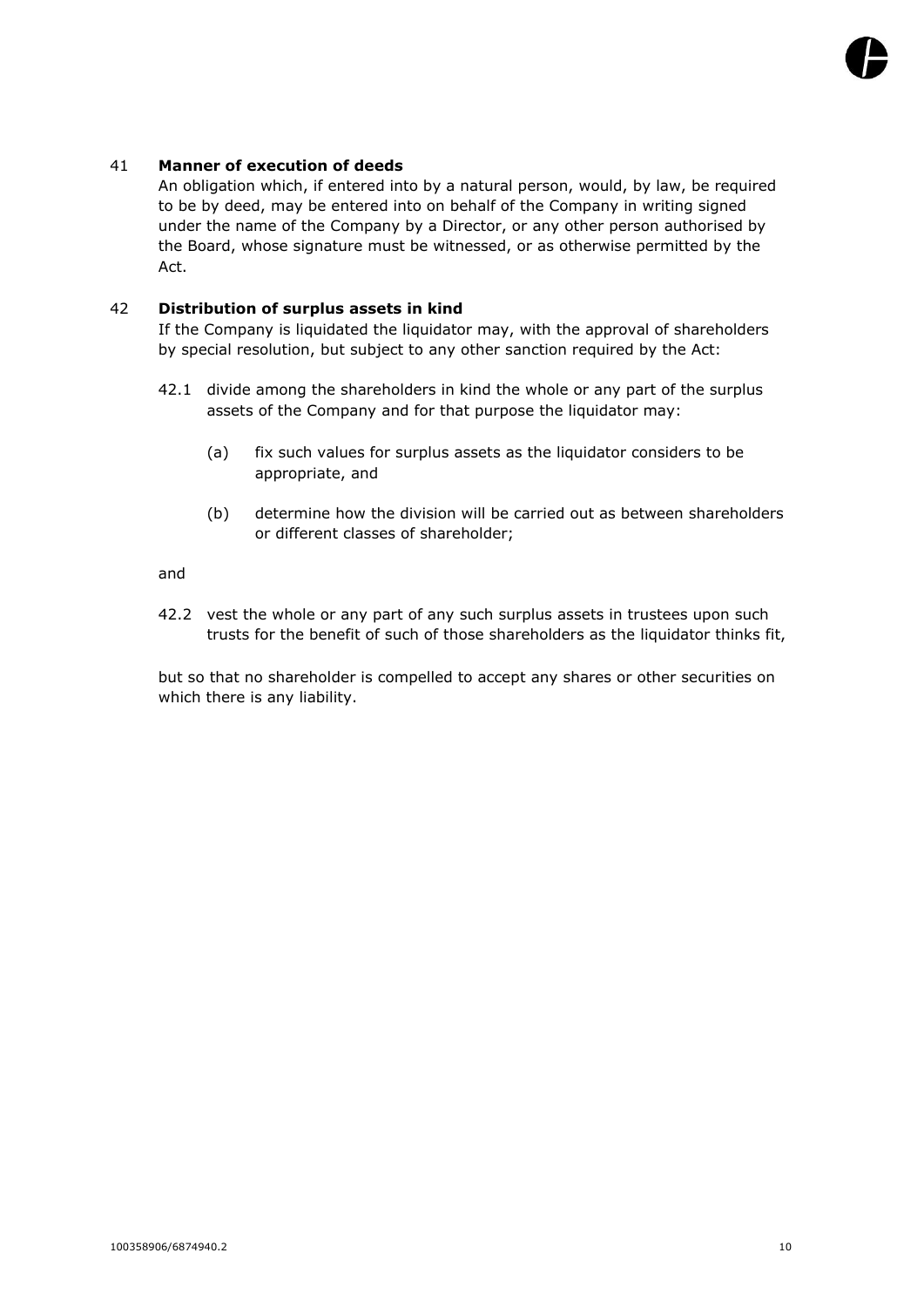## 41 **Manner of execution of deeds**

An obligation which, if entered into by a natural person, would, by law, be required to be by deed, may be entered into on behalf of the Company in writing signed under the name of the Company by a Director, or any other person authorised by the Board, whose signature must be witnessed, or as otherwise permitted by the Act.

## 42 **Distribution of surplus assets in kind**

If the Company is liquidated the liquidator may, with the approval of shareholders by special resolution, but subject to any other sanction required by the Act:

42.1 divide among the shareholders in kind the whole or any part of the surplus assets of the Company and for that purpose the liquidator may:

(a) fix such values for surplus assets as the liquidator considers to be appropriate, and

(b) determine how the division will be carried out as between shareholders or different classes of shareholder;

and

42.2 vest the whole or any part of any such surplus assets in trustees upon such trusts for the benefit of such of those shareholders as the liquidator thinks fit,

but so that no shareholder is compelled to accept any shares or other securities on which there is any liability.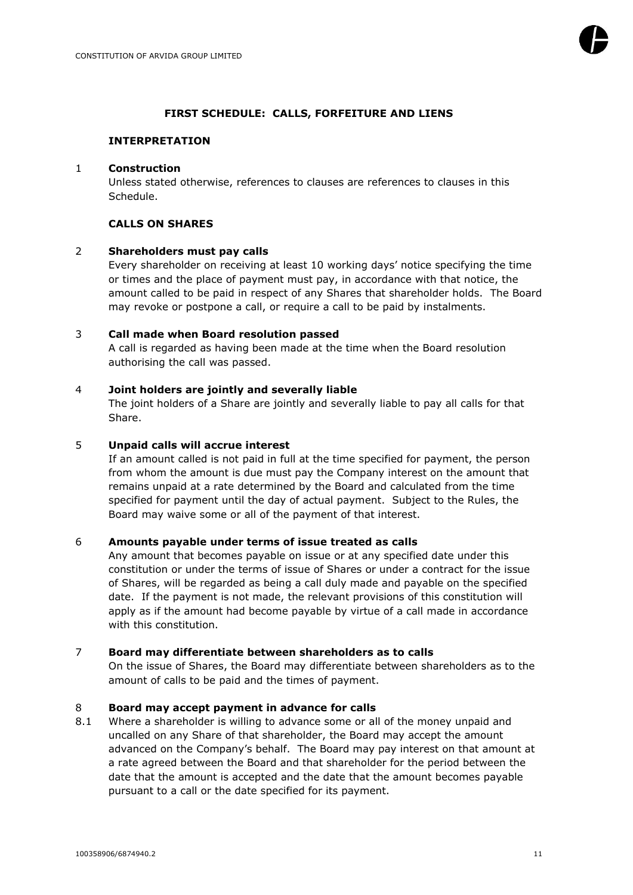## FIRST SCHEDULE: CALLS, FORFEITURE AND LIENS

### INTERPRETATION

**1 Construction**

Unless stated otherwise, references to clauses are references to clauses in this Schedule.

### CALLS ON SHARES

**2 Shareholders must pay calls**

Every shareholder on receiving at least 10 working days' notice specifying the time or times and the place of payment must pay, in accordance with that notice, the amount called to be paid in respect of any Shares that shareholder holds. The Board may revoke or postpone a call, or require a call to be paid by instalments.

**3 Call made when Board resolution passed**

A call is regarded as having been made at the time when the Board resolution authorising the call was passed.

**4 Joint holders are jointly and severally liable**

The joint holders of a Share are jointly and severally liable to pay all calls for that Share.

**5 Unpaid calls will accrue interest**

If an amount called is not paid in full at the time specified for payment, the person from whom the amount is due must pay the Company interest on the amount that remains unpaid at a rate determined by the Board and calculated from the time specified for payment until the day of actual payment. Subject to the Rules, the Board may waive some or all of the payment of that interest.

**6 Amounts payable under terms of issue treated as calls**

Any amount that becomes payable on issue or at any specified date under this constitution or under the terms of issue of Shares or under a contract for the issue of Shares, will be regarded as being a call duly made and payable on the specified date. If the payment is not made, the relevant provisions of this constitution will apply as if the amount had become payable by virtue of a call made in accordance with this constitution.

**7 Board may differentiate between shareholders as to calls**

On the issue of Shares, the Board may differentiate between shareholders as to the amount of calls to be paid and the times of payment.

**8 Board may accept payment in advance for calls**

8.1 Where a shareholder is willing to advance some or all of the money unpaid and uncalled on any Share of that shareholder, the Board may accept the amount advanced on the Company's behalf. The Board may pay interest on that amount at a rate agreed between the Board and that shareholder for the period between the date that the amount is accepted and the date that the amount becomes payable pursuant to a call or the date specified for its payment.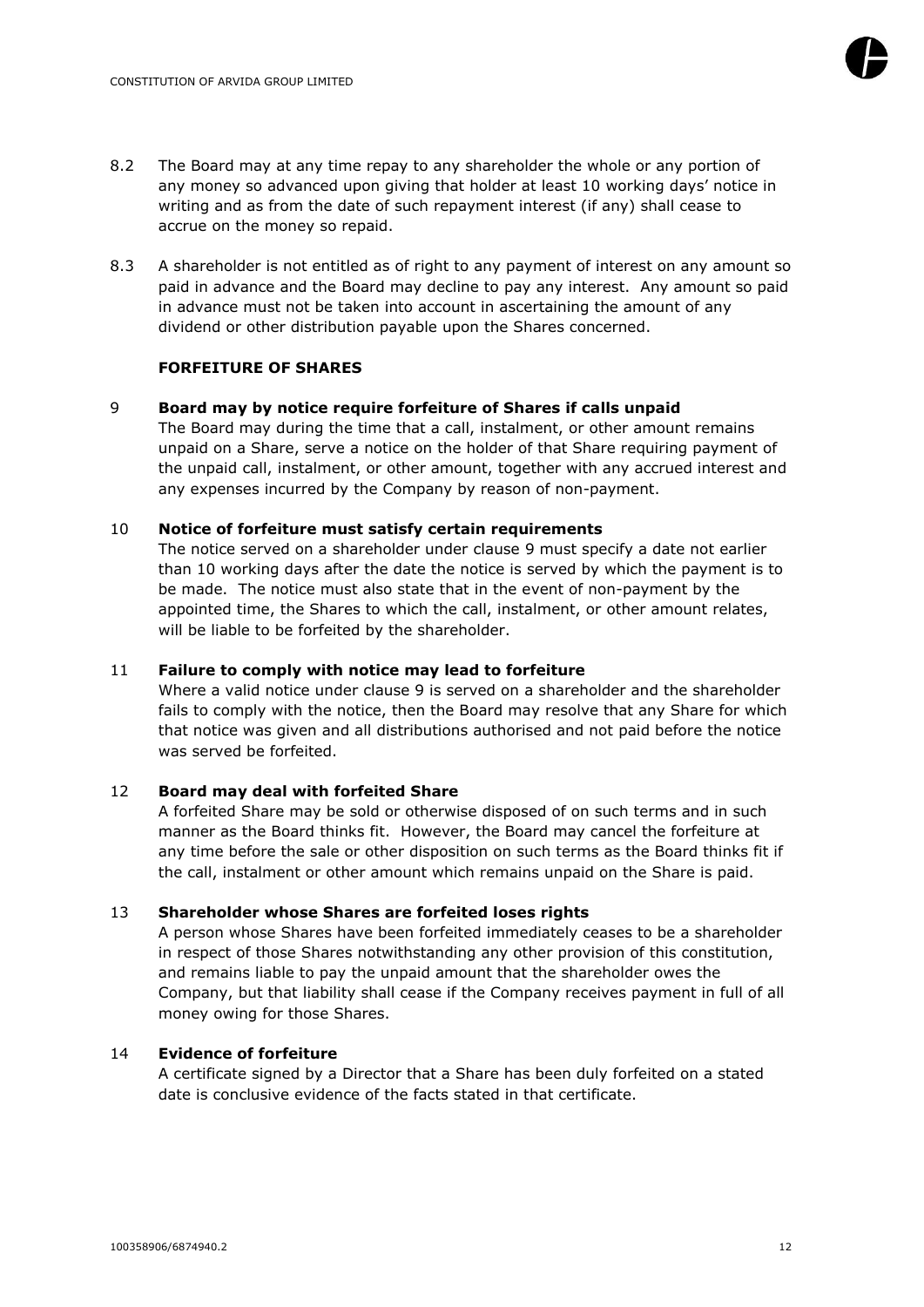8.2 The Board may at any time repay to any shareholder the whole or any portion of any money so advanced upon giving that holder at least 10 working days' notice in writing and as from the date of such repayment interest (if any) shall cease to accrue on the money so repaid.

8.3 A shareholder is not entitled as of right to any payment of interest on any amount so paid in advance and the Board may decline to pay any interest. Any amount so paid in advance must not be taken into account in ascertaining the amount of any dividend or other distribution payable upon the Shares concerned.

**FORFEITURE OF SHARES**

9 **Board may by notice require forfeiture of Shares if calls unpaid**

The Board may during the time that a call, instalment, or other amount remains unpaid on a Share, serve a notice on the holder of that Share requiring payment of the unpaid call, instalment, or other amount, together with any accrued interest and any expenses incurred by the Company by reason of non-payment.

10 **Notice of forfeiture must satisfy certain requirements**

The notice served on a shareholder under clause 9 must specify a date not earlier than 10 working days after the date the notice is served by which the payment is to be made. The notice must also state that in the event of non-payment by the appointed time, the Shares to which the call, instalment, or other amount relates, will be liable to be forfeited by the shareholder.

11 **Failure to comply with notice may lead to forfeiture**

Where a valid notice under clause 9 is served on a shareholder and the shareholder fails to comply with the notice, then the Board may resolve that any Share for which that notice was given and all distributions authorised and not paid before the notice was served be forfeited.

12 **Board may deal with forfeited Share**

A forfeited Share may be sold or otherwise disposed of on such terms and in such manner as the Board thinks fit. However, the Board may cancel the forfeiture at any time before the sale or other disposition on such terms as the Board thinks fit if the call, instalment or other amount which remains unpaid on the Share is paid.

13 **Shareholder whose Shares are forfeited loses rights**

A person whose Shares have been forfeited immediately ceases to be a shareholder in respect of those Shares notwithstanding any other provision of this constitution, and remains liable to pay the unpaid amount that the shareholder owes the Company, but that liability shall cease if the Company receives payment in full of all money owing for those Shares.

14 **Evidence of forfeiture**

A certificate signed by a Director that a Share has been duly forfeited on a stated date is conclusive evidence of the facts stated in that certificate.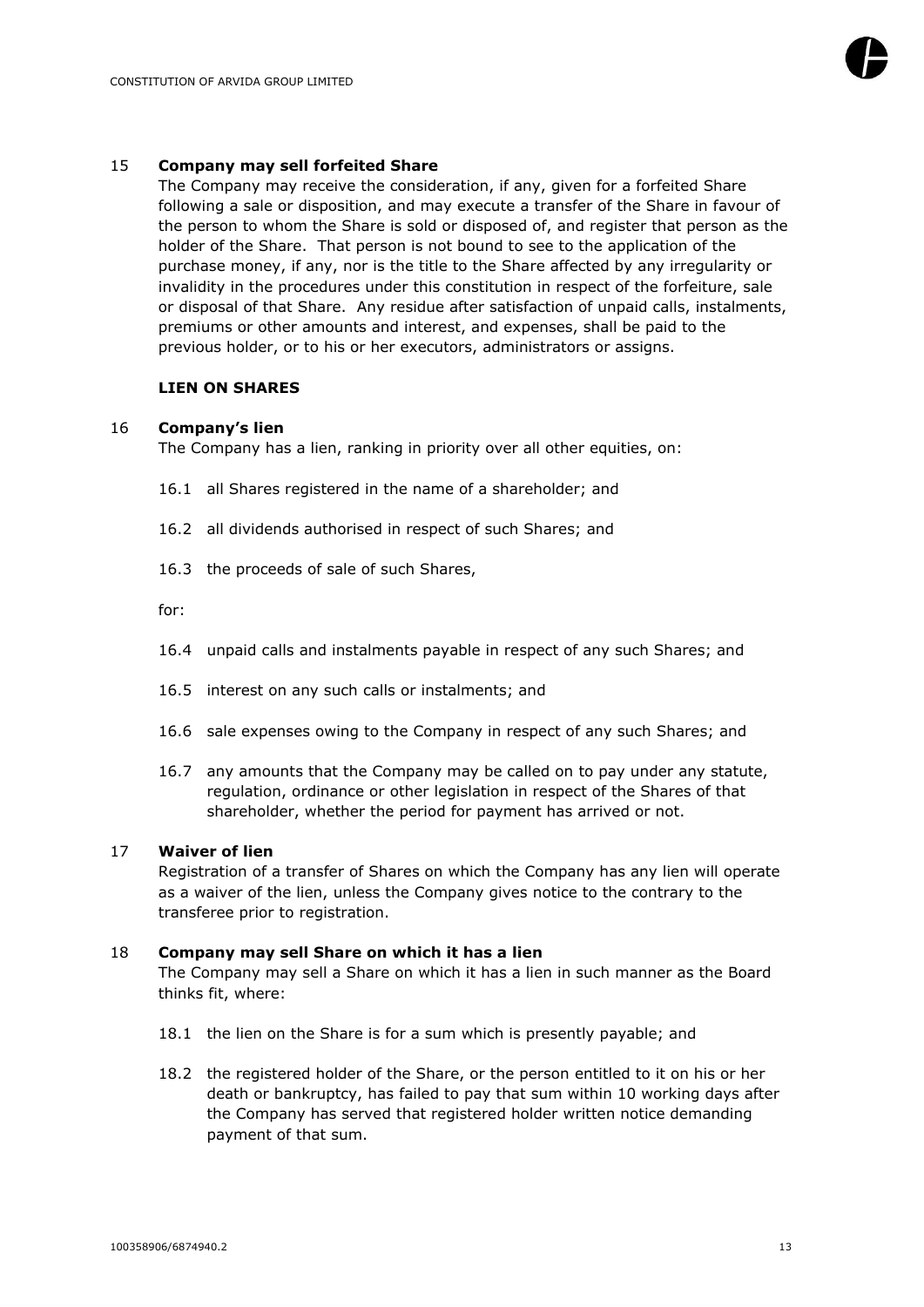## 15 Company may sell forfeited Share

The Company may receive the consideration, if any, given for a forfeited Share following a sale or disposition, and may execute a transfer of the Share in favour of the person to whom the Share is sold or disposed of, and register that person as the holder of the Share. That person is not bound to see to the application of the purchase money, if any, nor is the title to the Share affected by any irregularity or invalidity in the procedures under this constitution in respect of the forfeiture, sale or disposal of that Share. Any residue after satisfaction of unpaid calls, instalments, premiums or other amounts and interest, and expenses, shall be paid to the previous holder, or to his or her executors, administrators or assigns.

**LIEN ON SHARES**

## 16 Company's lien

The Company has a lien, ranking in priority over all other equities, on:

16.1 all Shares registered in the name of a shareholder; and

16.2 all dividends authorised in respect of such Shares; and

16.3 the proceeds of sale of such Shares,

for:

16.4 unpaid calls and instalments payable in respect of any such Shares; and

16.5 interest on any such calls or instalments; and

16.6 sale expenses owing to the Company in respect of any such Shares; and

16.7 any amounts that the Company may be called on to pay under any statute, regulation, ordinance or other legislation in respect of the Shares of that shareholder, whether the period for payment has arrived or not.

## 17 Waiver of lien

Registration of a transfer of Shares on which the Company has any lien will operate as a waiver of the lien, unless the Company gives notice to the contrary to the transferee prior to registration.

## 18 Company may sell Share on which it has a lien

The Company may sell a Share on which it has a lien in such manner as the Board thinks fit, where:

18.1 the lien on the Share is for a sum which is presently payable; and

18.2 the registered holder of the Share, or the person entitled to it on his or her death or bankruptcy, has failed to pay that sum within 10 working days after the Company has served that registered holder written notice demanding payment of that sum.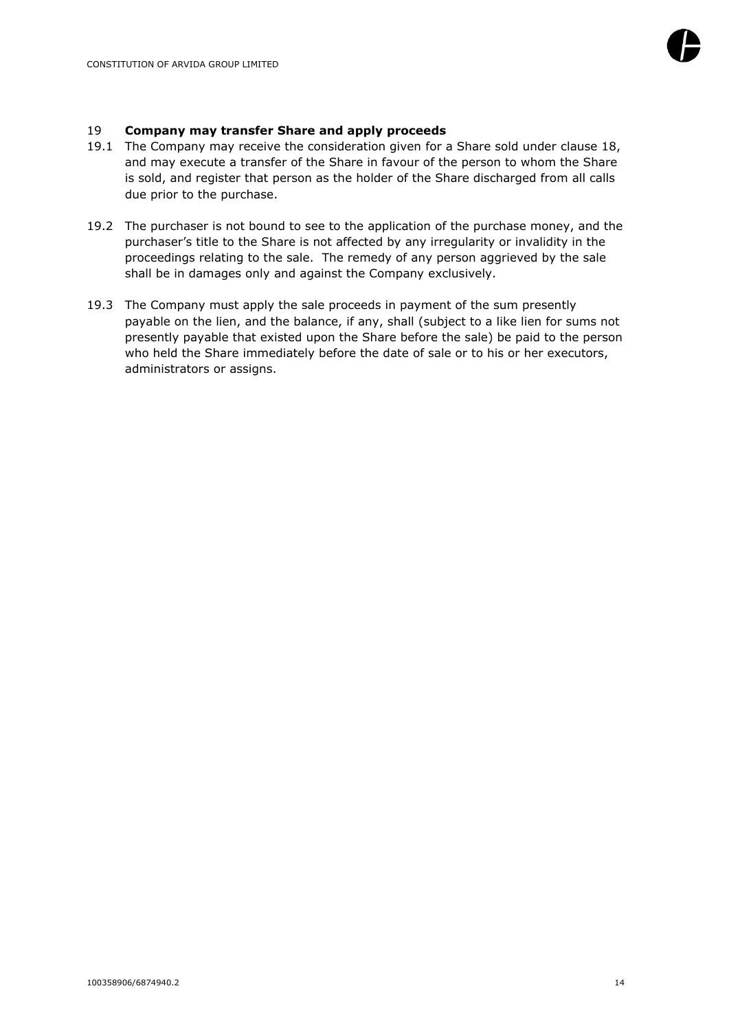## 19 **Company may transfer Share and apply proceeds**

19.1 The Company may receive the consideration given for a Share sold under clause 18, and may execute a transfer of the Share in favour of the person to whom the Share is sold, and register that person as the holder of the Share discharged from all calls due prior to the purchase.

19.2 The purchaser is not bound to see to the application of the purchase money, and the purchaser's title to the Share is not affected by any irregularity or invalidity in the proceedings relating to the sale. The remedy of any person aggrieved by the sale shall be in damages only and against the Company exclusively.

19.3 The Company must apply the sale proceeds in payment of the sum presently payable on the lien, and the balance, if any, shall (subject to a like lien for sums not presently payable that existed upon the Share before the sale) be paid to the person who held the Share immediately before the date of sale or to his or her executors, administrators or assigns.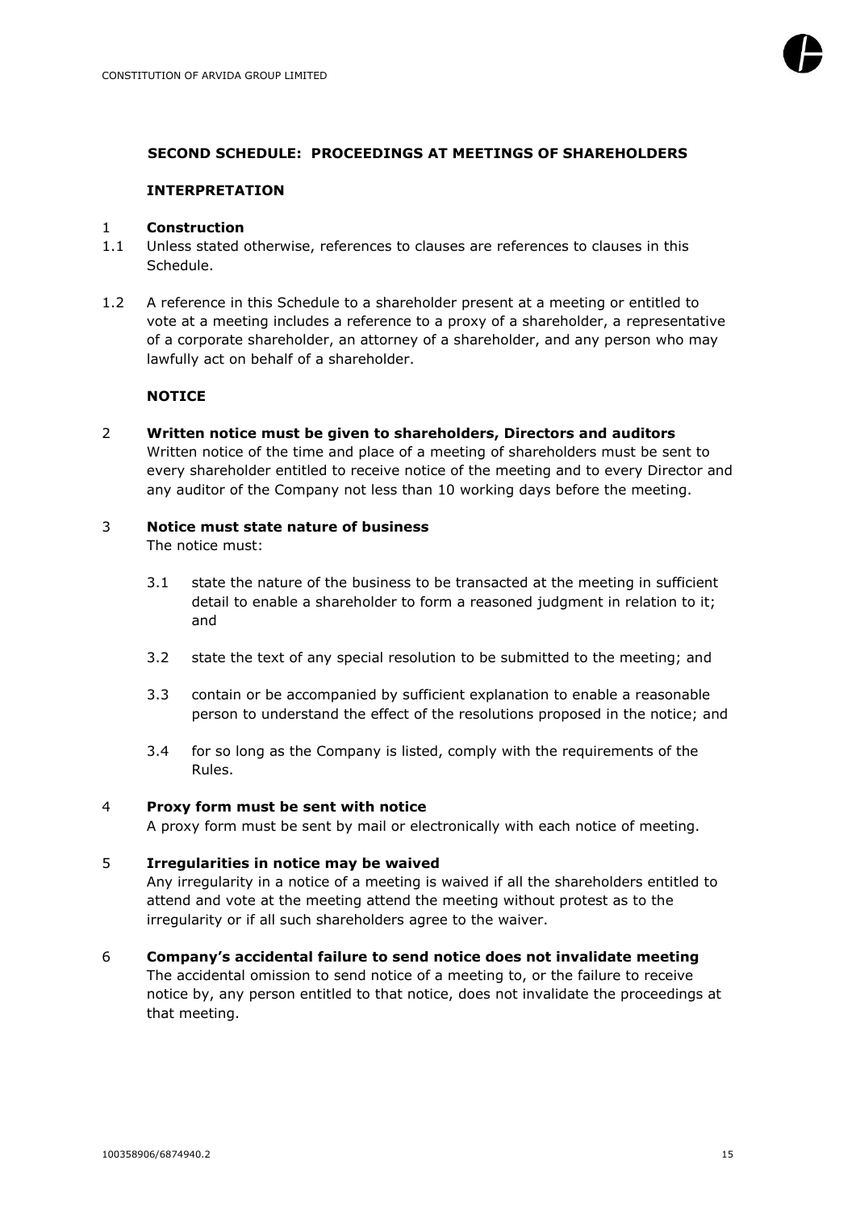## SECOND SCHEDULE: PROCEEDINGS AT MEETINGS OF SHAREHOLDERS

### INTERPRETATION

**1 Construction**

1.1 Unless stated otherwise, references to clauses are references to clauses in this Schedule.

1.2 A reference in this Schedule to a shareholder present at a meeting or entitled to vote at a meeting includes a reference to a proxy of a shareholder, a representative of a corporate shareholder, an attorney of a shareholder, and any person who may lawfully act on behalf of a shareholder.

### NOTICE

**2 Written notice must be given to shareholders, Directors and auditors**

Written notice of the time and place of a meeting of shareholders must be sent to every shareholder entitled to receive notice of the meeting and to every Director and any auditor of the Company not less than 10 working days before the meeting.

**3 Notice must state nature of business**

The notice must:

3.1 state the nature of the business to be transacted at the meeting in sufficient detail to enable a shareholder to form a reasoned judgment in relation to it; and

3.2 state the text of any special resolution to be submitted to the meeting; and

3.3 contain or be accompanied by sufficient explanation to enable a reasonable person to understand the effect of the resolutions proposed in the notice; and

3.4 for so long as the Company is listed, comply with the requirements of the Rules.

**4 Proxy form must be sent with notice**

A proxy form must be sent by mail or electronically with each notice of meeting.

**5 Irregularities in notice may be waived**

Any irregularity in a notice of a meeting is waived if all the shareholders entitled to attend and vote at the meeting attend the meeting without protest as to the irregularity or if all such shareholders agree to the waiver.

**6 Company's accidental failure to send notice does not invalidate meeting**

The accidental omission to send notice of a meeting to, or the failure to receive notice by, any person entitled to that notice, does not invalidate the proceedings at that meeting.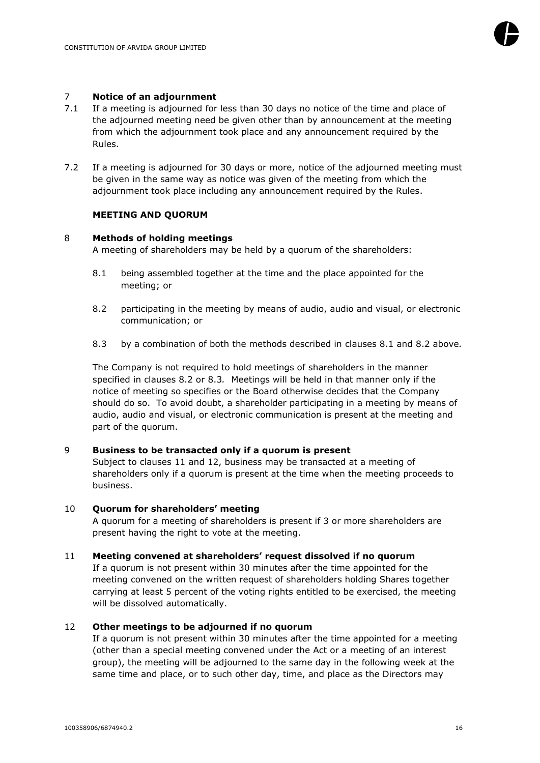## 7 Notice of an adjournment

7.1 If a meeting is adjourned for less than 30 days no notice of the time and place of the adjourned meeting need be given other than by announcement at the meeting from which the adjournment took place and any announcement required by the Rules.

7.2 If a meeting is adjourned for 30 days or more, notice of the adjourned meeting must be given in the same way as notice was given of the meeting from which the adjournment took place including any announcement required by the Rules.

### MEETING AND QUORUM

## 8 Methods of holding meetings

A meeting of shareholders may be held by a quorum of the shareholders:

8.1 being assembled together at the time and the place appointed for the meeting; or

8.2 participating in the meeting by means of audio, audio and visual, or electronic communication; or

8.3 by a combination of both the methods described in clauses 8.1 and 8.2 above.

The Company is not required to hold meetings of shareholders in the manner specified in clauses 8.2 or 8.3. Meetings will be held in that manner only if the notice of meeting so specifies or the Board otherwise decides that the Company should do so. To avoid doubt, a shareholder participating in a meeting by means of audio, audio and visual, or electronic communication is present at the meeting and part of the quorum.

## 9 Business to be transacted only if a quorum is present

Subject to clauses 11 and 12, business may be transacted at a meeting of shareholders only if a quorum is present at the time when the meeting proceeds to business.

## 10 Quorum for shareholders' meeting

A quorum for a meeting of shareholders is present if 3 or more shareholders are present having the right to vote at the meeting.

## 11 Meeting convened at shareholders' request dissolved if no quorum

If a quorum is not present within 30 minutes after the time appointed for the meeting convened on the written request of shareholders holding Shares together carrying at least 5 percent of the voting rights entitled to be exercised, the meeting will be dissolved automatically.

## 12 Other meetings to be adjourned if no quorum

If a quorum is not present within 30 minutes after the time appointed for a meeting (other than a special meeting convened under the Act or a meeting of an interest group), the meeting will be adjourned to the same day in the following week at the same time and place, or to such other day, time, and place as the Directors may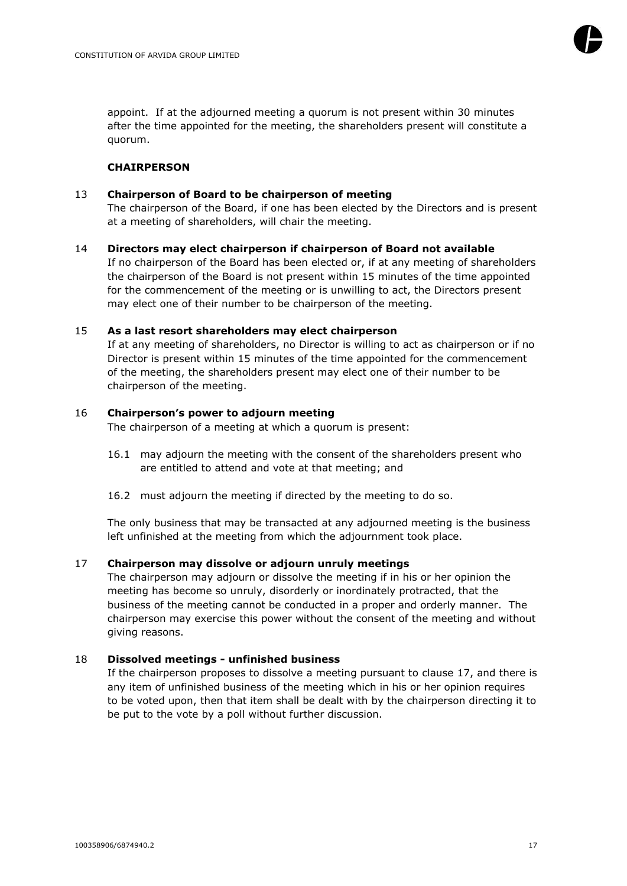appoint. If at the adjourned meeting a quorum is not present within 30 minutes after the time appointed for the meeting, the shareholders present will constitute a quorum.

## CHAIRPERSON

### 13 Chairperson of Board to be chairperson of meeting

The chairperson of the Board, if one has been elected by the Directors and is present at a meeting of shareholders, will chair the meeting.

### 14 Directors may elect chairperson if chairperson of Board not available

If no chairperson of the Board has been elected or, if at any meeting of shareholders the chairperson of the Board is not present within 15 minutes of the time appointed for the commencement of the meeting or is unwilling to act, the Directors present may elect one of their number to be chairperson of the meeting.

### 15 As a last resort shareholders may elect chairperson

If at any meeting of shareholders, no Director is willing to act as chairperson or if no Director is present within 15 minutes of the time appointed for the commencement of the meeting, the shareholders present may elect one of their number to be chairperson of the meeting.

### 16 Chairperson's power to adjourn meeting

The chairperson of a meeting at which a quorum is present:

16.1 may adjourn the meeting with the consent of the shareholders present who are entitled to attend and vote at that meeting; and

16.2 must adjourn the meeting if directed by the meeting to do so.

The only business that may be transacted at any adjourned meeting is the business left unfinished at the meeting from which the adjournment took place.

### 17 Chairperson may dissolve or adjourn unruly meetings

The chairperson may adjourn or dissolve the meeting if in his or her opinion the meeting has become so unruly, disorderly or inordinately protracted, that the business of the meeting cannot be conducted in a proper and orderly manner. The chairperson may exercise this power without the consent of the meeting and without giving reasons.

### 18 Dissolved meetings - unfinished business

If the chairperson proposes to dissolve a meeting pursuant to clause 17, and there is any item of unfinished business of the meeting which in his or her opinion requires to be voted upon, then that item shall be dealt with by the chairperson directing it to be put to the vote by a poll without further discussion.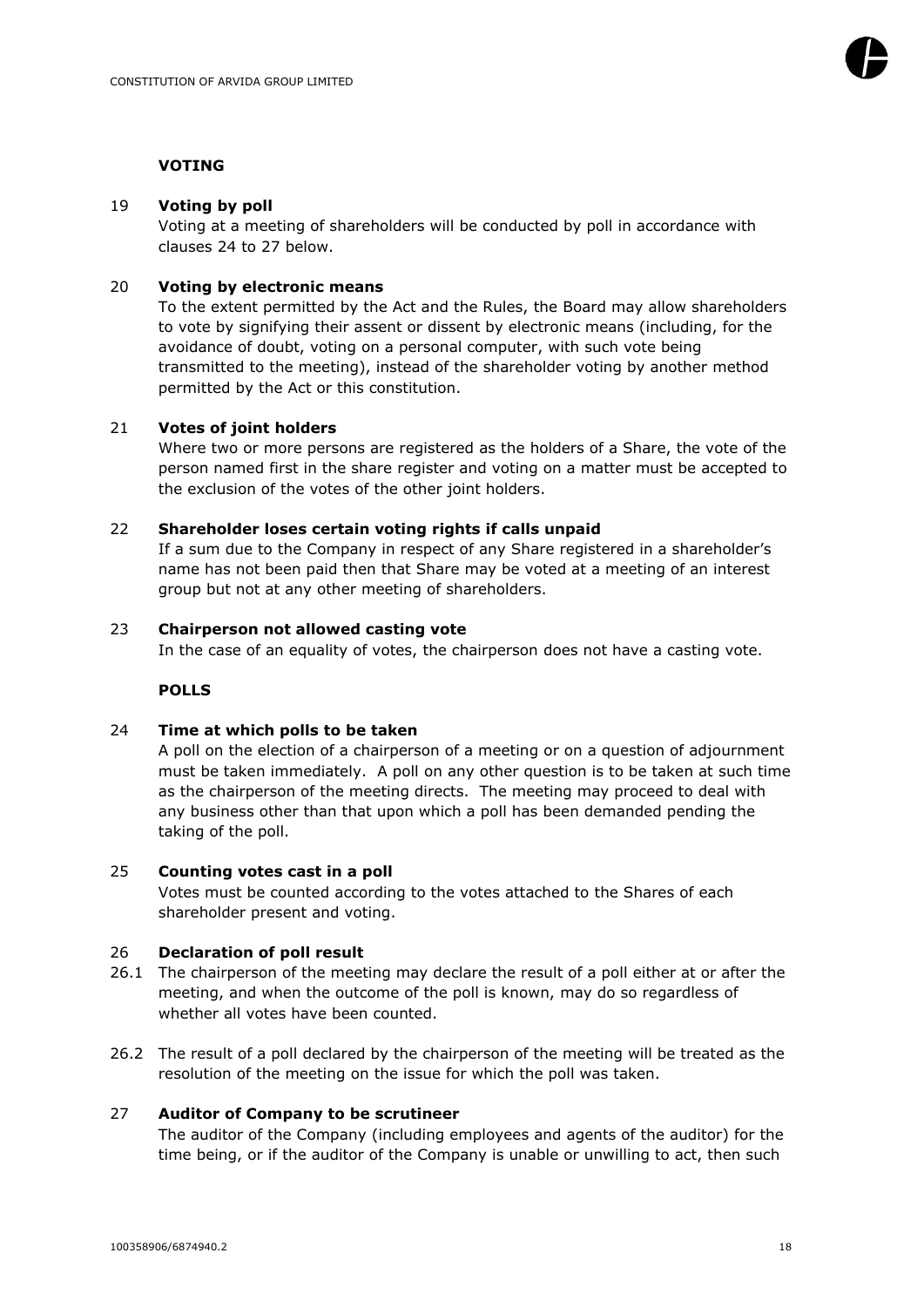## VOTING

### 19 Voting by poll

Voting at a meeting of shareholders will be conducted by poll in accordance with clauses 24 to 27 below.

### 20 Voting by electronic means

To the extent permitted by the Act and the Rules, the Board may allow shareholders to vote by signifying their assent or dissent by electronic means (including, for the avoidance of doubt, voting on a personal computer, with such vote being transmitted to the meeting), instead of the shareholder voting by another method permitted by the Act or this constitution.

### 21 Votes of joint holders

Where two or more persons are registered as the holders of a Share, the vote of the person named first in the share register and voting on a matter must be accepted to the exclusion of the votes of the other joint holders.

### 22 Shareholder loses certain voting rights if calls unpaid

If a sum due to the Company in respect of any Share registered in a shareholder's name has not been paid then that Share may be voted at a meeting of an interest group but not at any other meeting of shareholders.

### 23 Chairperson not allowed casting vote

In the case of an equality of votes, the chairperson does not have a casting vote.

## POLLS

### 24 Time at which polls to be taken

A poll on the election of a chairperson of a meeting or on a question of adjournment must be taken immediately. A poll on any other question is to be taken at such time as the chairperson of the meeting directs. The meeting may proceed to deal with any business other than that upon which a poll has been demanded pending the taking of the poll.

### 25 Counting votes cast in a poll

Votes must be counted according to the votes attached to the Shares of each shareholder present and voting.

### 26 Declaration of poll result

26.1 The chairperson of the meeting may declare the result of a poll either at or after the meeting, and when the outcome of the poll is known, may do so regardless of whether all votes have been counted.

26.2 The result of a poll declared by the chairperson of the meeting will be treated as the resolution of the meeting on the issue for which the poll was taken.

### 27 Auditor of Company to be scrutineer

The auditor of the Company (including employees and agents of the auditor) for the time being, or if the auditor of the Company is unable or unwilling to act, then such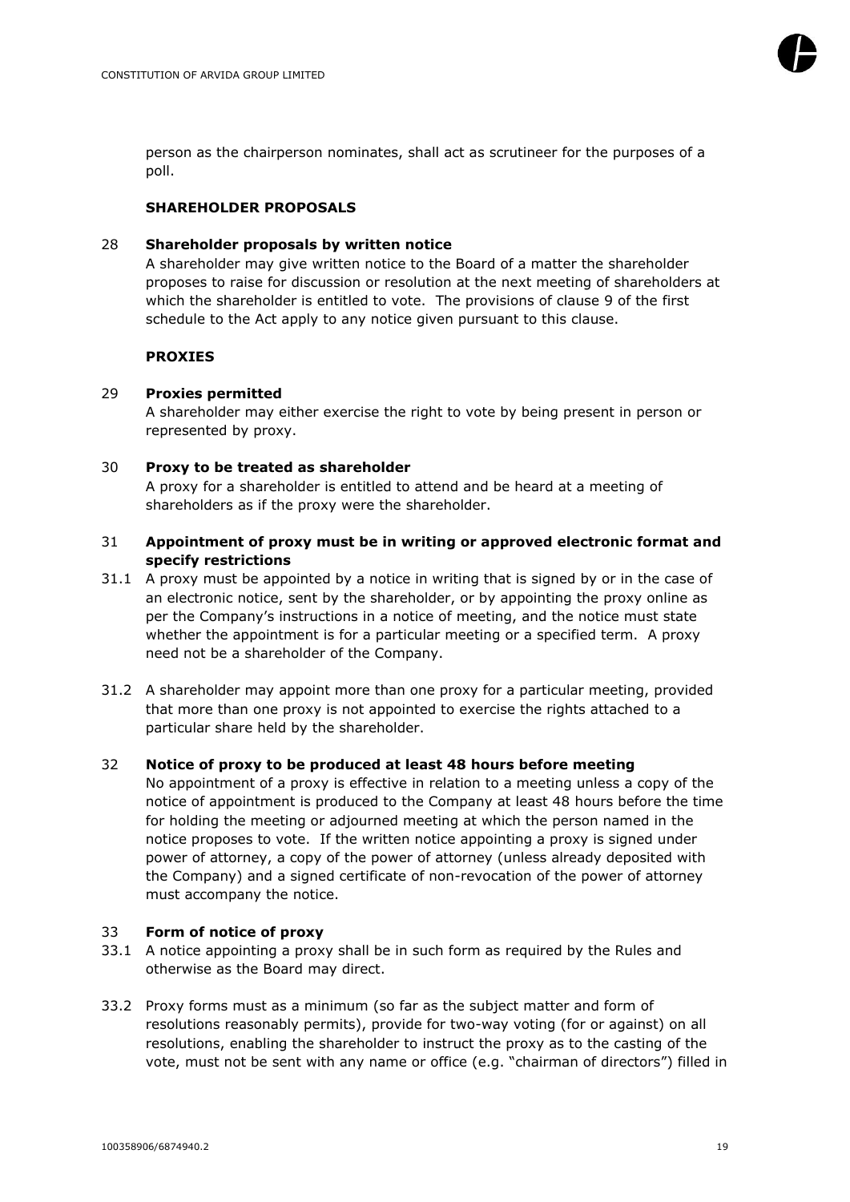person as the chairperson nominates, shall act as scrutineer for the purposes of a poll.

## SHAREHOLDER PROPOSALS

### 28 Shareholder proposals by written notice

A shareholder may give written notice to the Board of a matter the shareholder proposes to raise for discussion or resolution at the next meeting of shareholders at which the shareholder is entitled to vote. The provisions of clause 9 of the first schedule to the Act apply to any notice given pursuant to this clause.

## PROXIES

### 29 Proxies permitted

A shareholder may either exercise the right to vote by being present in person or represented by proxy.

### 30 Proxy to be treated as shareholder

A proxy for a shareholder is entitled to attend and be heard at a meeting of shareholders as if the proxy were the shareholder.

### 31 Appointment of proxy must be in writing or approved electronic format and specify restrictions

31.1 A proxy must be appointed by a notice in writing that is signed by or in the case of an electronic notice, sent by the shareholder, or by appointing the proxy online as per the Company's instructions in a notice of meeting, and the notice must state whether the appointment is for a particular meeting or a specified term. A proxy need not be a shareholder of the Company.

31.2 A shareholder may appoint more than one proxy for a particular meeting, provided that more than one proxy is not appointed to exercise the rights attached to a particular share held by the shareholder.

### 32 Notice of proxy to be produced at least 48 hours before meeting

No appointment of a proxy is effective in relation to a meeting unless a copy of the notice of appointment is produced to the Company at least 48 hours before the time for holding the meeting or adjourned meeting at which the person named in the notice proposes to vote. If the written notice appointing a proxy is signed under power of attorney, a copy of the power of attorney (unless already deposited with the Company) and a signed certificate of non-revocation of the power of attorney must accompany the notice.

### 33 Form of notice of proxy

33.1 A notice appointing a proxy shall be in such form as required by the Rules and otherwise as the Board may direct.

33.2 Proxy forms must as a minimum (so far as the subject matter and form of resolutions reasonably permits), provide for two-way voting (for or against) on all resolutions, enabling the shareholder to instruct the proxy as to the casting of the vote, must not be sent with any name or office (e.g. "chairman of directors") filled in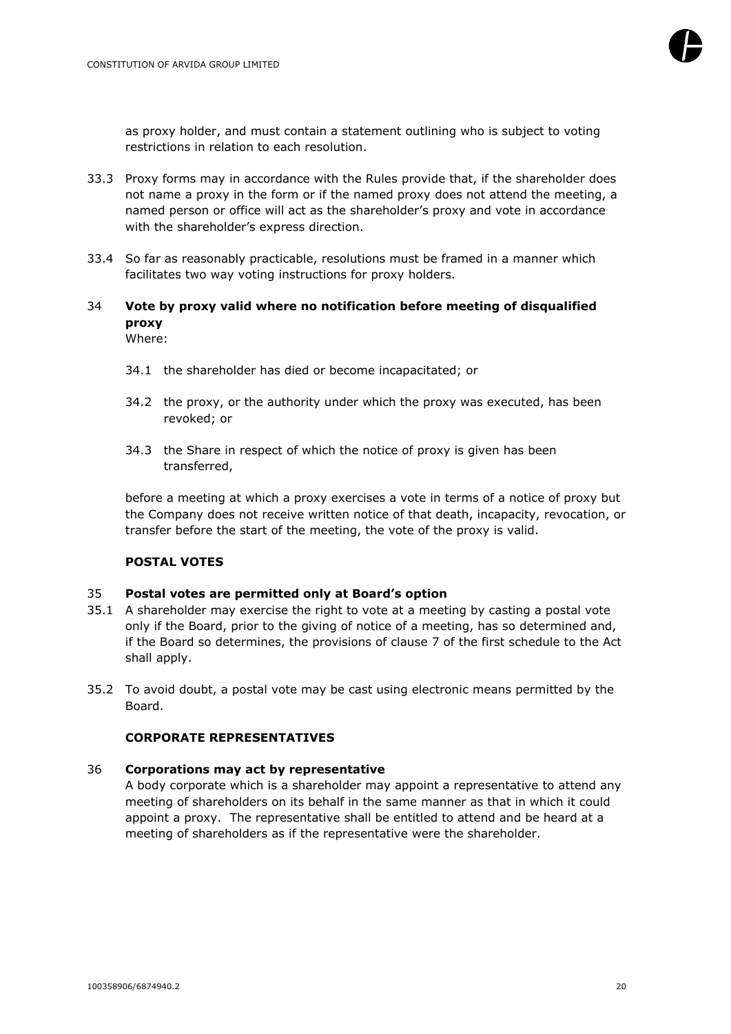as proxy holder, and must contain a statement outlining who is subject to voting restrictions in relation to each resolution.

33.3 Proxy forms may in accordance with the Rules provide that, if the shareholder does not name a proxy in the form or if the named proxy does not attend the meeting, a named person or office will act as the shareholder's proxy and vote in accordance with the shareholder's express direction.

33.4 So far as reasonably practicable, resolutions must be framed in a manner which facilitates two way voting instructions for proxy holders.

**34 Vote by proxy valid where no notification before meeting of disqualified proxy**

Where:

34.1 the shareholder has died or become incapacitated; or

34.2 the proxy, or the authority under which the proxy was executed, has been revoked; or

34.3 the Share in respect of which the notice of proxy is given has been transferred,

before a meeting at which a proxy exercises a vote in terms of a notice of proxy but the Company does not receive written notice of that death, incapacity, revocation, or transfer before the start of the meeting, the vote of the proxy is valid.

**POSTAL VOTES**

**35 Postal votes are permitted only at Board's option**

35.1 A shareholder may exercise the right to vote at a meeting by casting a postal vote only if the Board, prior to the giving of notice of a meeting, has so determined and, if the Board so determines, the provisions of clause 7 of the first schedule to the Act shall apply.

35.2 To avoid doubt, a postal vote may be cast using electronic means permitted by the Board.

**CORPORATE REPRESENTATIVES**

**36 Corporations may act by representative**

A body corporate which is a shareholder may appoint a representative to attend any meeting of shareholders on its behalf in the same manner as that in which it could appoint a proxy. The representative shall be entitled to attend and be heard at a meeting of shareholders as if the representative were the shareholder.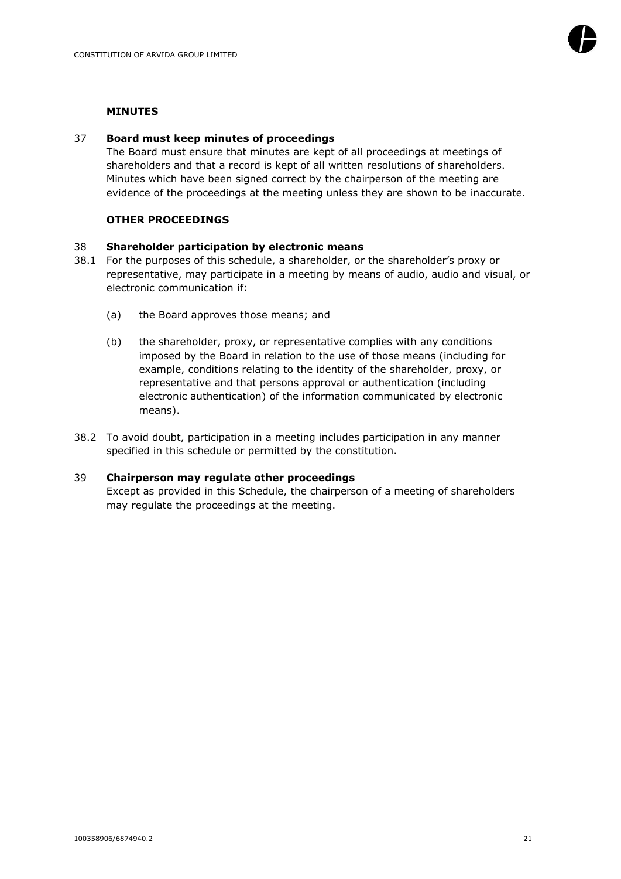## MINUTES

**37 Board must keep minutes of proceedings**

The Board must ensure that minutes are kept of all proceedings at meetings of shareholders and that a record is kept of all written resolutions of shareholders. Minutes which have been signed correct by the chairperson of the meeting are evidence of the proceedings at the meeting unless they are shown to be inaccurate.

## OTHER PROCEEDINGS

**38 Shareholder participation by electronic means**

38.1 For the purposes of this schedule, a shareholder, or the shareholder's proxy or representative, may participate in a meeting by means of audio, audio and visual, or electronic communication if:

(a) the Board approves those means; and

(b) the shareholder, proxy, or representative complies with any conditions imposed by the Board in relation to the use of those means (including for example, conditions relating to the identity of the shareholder, proxy, or representative and that persons approval or authentication (including electronic authentication) of the information communicated by electronic means).

38.2 To avoid doubt, participation in a meeting includes participation in any manner specified in this schedule or permitted by the constitution.

**39 Chairperson may regulate other proceedings**

Except as provided in this Schedule, the chairperson of a meeting of shareholders may regulate the proceedings at the meeting.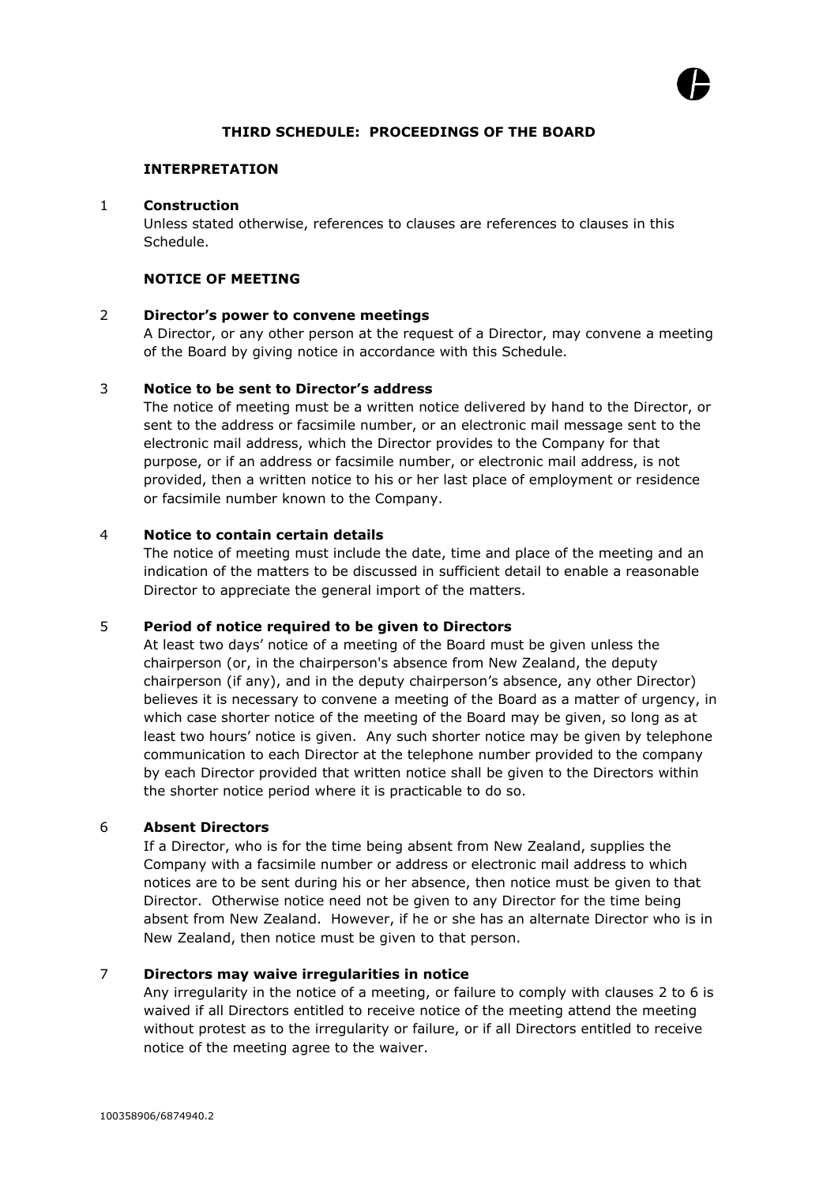## THIRD SCHEDULE: PROCEEDINGS OF THE BOARD

### INTERPRETATION

1 **Construction**

Unless stated otherwise, references to clauses are references to clauses in this Schedule.

### NOTICE OF MEETING

2 **Director's power to convene meetings**

A Director, or any other person at the request of a Director, may convene a meeting of the Board by giving notice in accordance with this Schedule.

3 **Notice to be sent to Director's address**

The notice of meeting must be a written notice delivered by hand to the Director, or sent to the address or facsimile number, or an electronic mail message sent to the electronic mail address, which the Director provides to the Company for that purpose, or if an address or facsimile number, or electronic mail address, is not provided, then a written notice to his or her last place of employment or residence or facsimile number known to the Company.

4 **Notice to contain certain details**

The notice of meeting must include the date, time and place of the meeting and an indication of the matters to be discussed in sufficient detail to enable a reasonable Director to appreciate the general import of the matters.

5 **Period of notice required to be given to Directors**

At least two days' notice of a meeting of the Board must be given unless the chairperson (or, in the chairperson's absence from New Zealand, the deputy chairperson (if any), and in the deputy chairperson's absence, any other Director) believes it is necessary to convene a meeting of the Board as a matter of urgency, in which case shorter notice of the meeting of the Board may be given, so long as at least two hours' notice is given. Any such shorter notice may be given by telephone communication to each Director at the telephone number provided to the company by each Director provided that written notice shall be given to the Directors within the shorter notice period where it is practicable to do so.

6 **Absent Directors**

If a Director, who is for the time being absent from New Zealand, supplies the Company with a facsimile number or address or electronic mail address to which notices are to be sent during his or her absence, then notice must be given to that Director. Otherwise notice need not be given to any Director for the time being absent from New Zealand. However, if he or she has an alternate Director who is in New Zealand, then notice must be given to that person.

7 **Directors may waive irregularities in notice**

Any irregularity in the notice of a meeting, or failure to comply with clauses 2 to 6 is waived if all Directors entitled to receive notice of the meeting attend the meeting without protest as to the irregularity or failure, or if all Directors entitled to receive notice of the meeting agree to the waiver.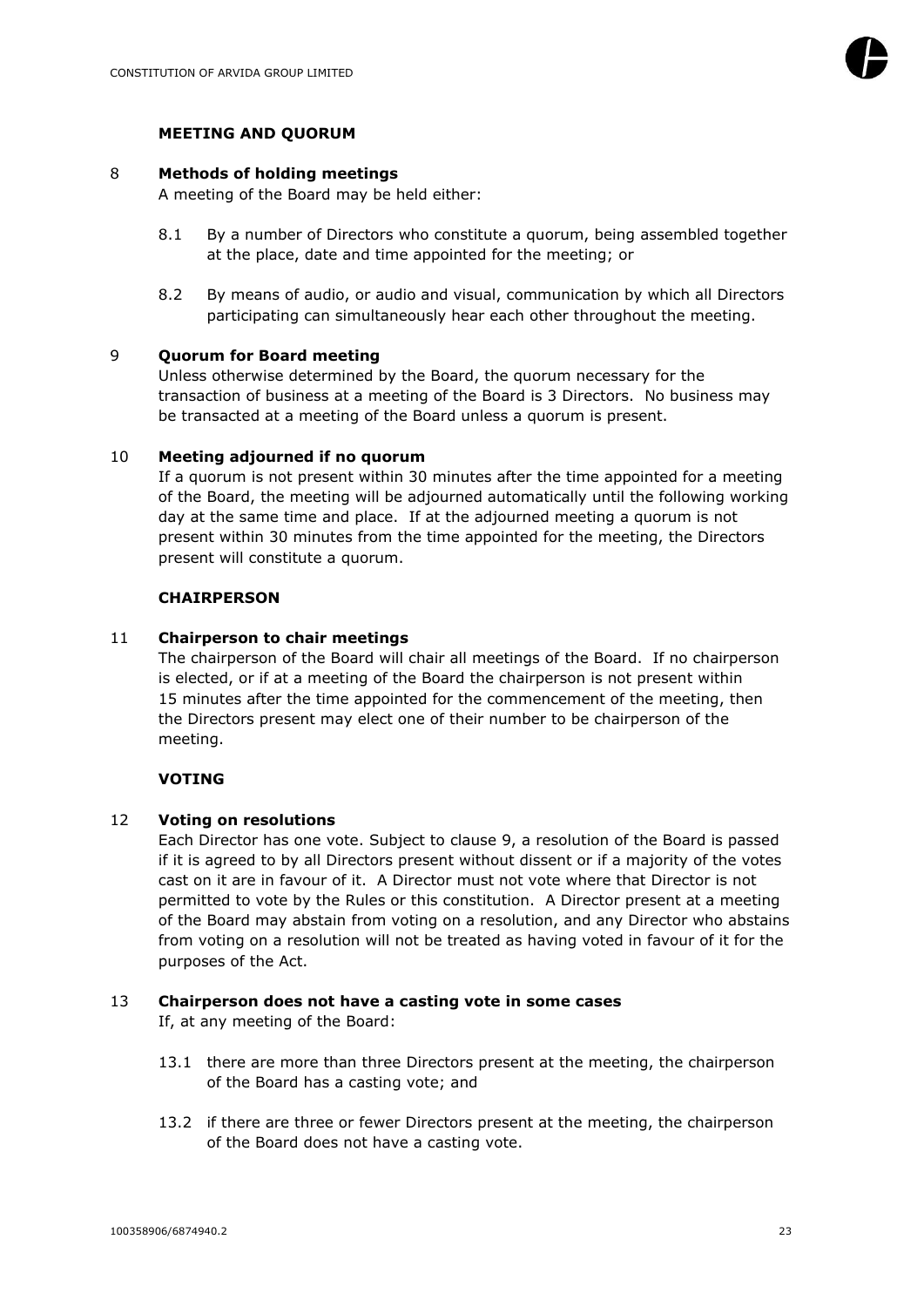## MEETING AND QUORUM

**8 Methods of holding meetings**

A meeting of the Board may be held either:

8.1 By a number of Directors who constitute a quorum, being assembled together at the place, date and time appointed for the meeting; or

8.2 By means of audio, or audio and visual, communication by which all Directors participating can simultaneously hear each other throughout the meeting.

**9 Quorum for Board meeting**

Unless otherwise determined by the Board, the quorum necessary for the transaction of business at a meeting of the Board is 3 Directors. No business may be transacted at a meeting of the Board unless a quorum is present.

**10 Meeting adjourned if no quorum**

If a quorum is not present within 30 minutes after the time appointed for a meeting of the Board, the meeting will be adjourned automatically until the following working day at the same time and place. If at the adjourned meeting a quorum is not present within 30 minutes from the time appointed for the meeting, the Directors present will constitute a quorum.

## CHAIRPERSON

**11 Chairperson to chair meetings**

The chairperson of the Board will chair all meetings of the Board. If no chairperson is elected, or if at a meeting of the Board the chairperson is not present within 15 minutes after the time appointed for the commencement of the meeting, then the Directors present may elect one of their number to be chairperson of the meeting.

## VOTING

**12 Voting on resolutions**

Each Director has one vote. Subject to clause 9, a resolution of the Board is passed if it is agreed to by all Directors present without dissent or if a majority of the votes cast on it are in favour of it. A Director must not vote where that Director is not permitted to vote by the Rules or this constitution. A Director present at a meeting of the Board may abstain from voting on a resolution, and any Director who abstains from voting on a resolution will not be treated as having voted in favour of it for the purposes of the Act.

**13 Chairperson does not have a casting vote in some cases**

If, at any meeting of the Board:

13.1 there are more than three Directors present at the meeting, the chairperson of the Board has a casting vote; and

13.2 if there are three or fewer Directors present at the meeting, the chairperson of the Board does not have a casting vote.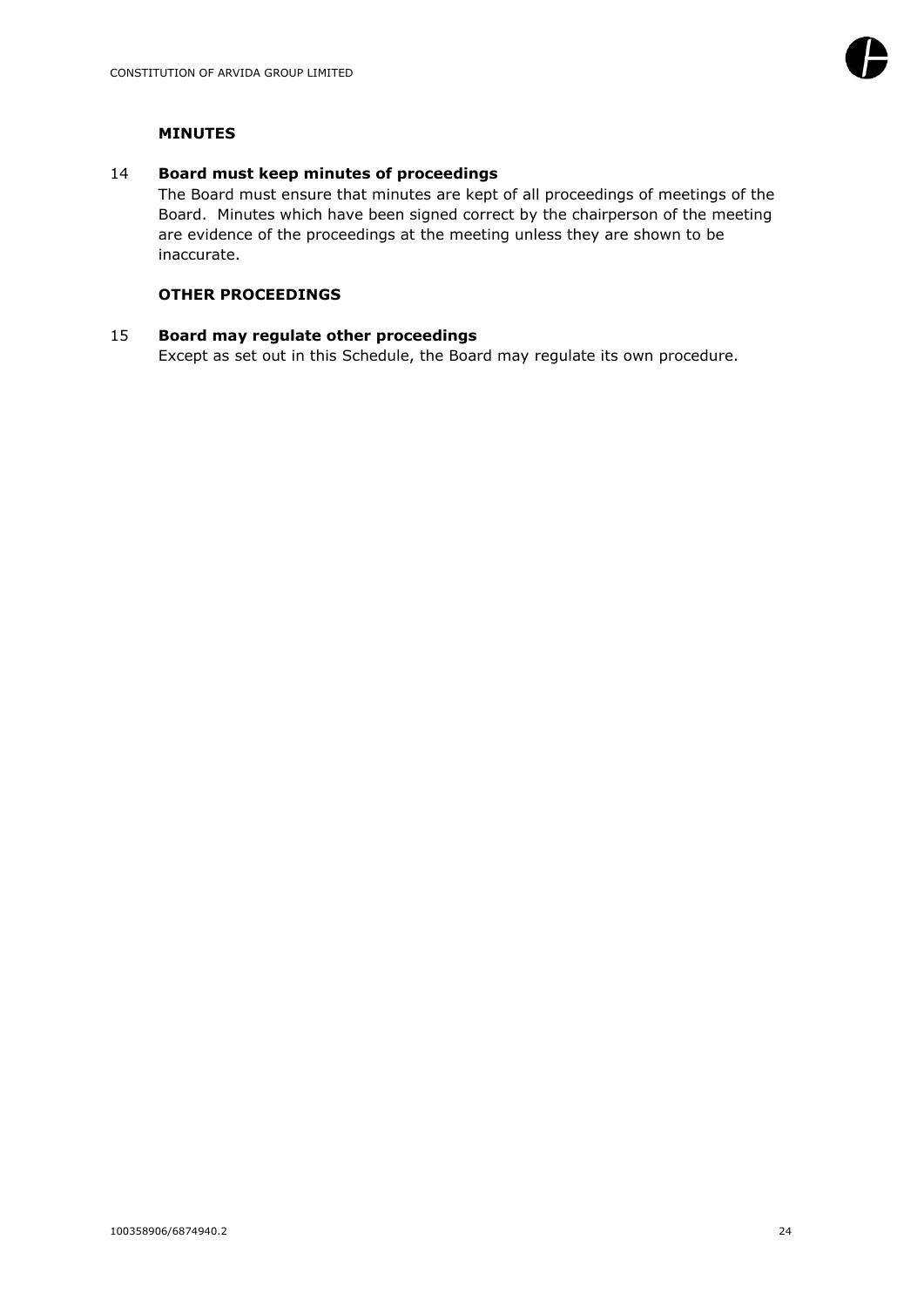**MINUTES**

14 **Board must keep minutes of proceedings**

The Board must ensure that minutes are kept of all proceedings of meetings of the Board. Minutes which have been signed correct by the chairperson of the meeting are evidence of the proceedings at the meeting unless they are shown to be inaccurate.

**OTHER PROCEEDINGS**

15 **Board may regulate other proceedings**

Except as set out in this Schedule, the Board may regulate its own procedure.